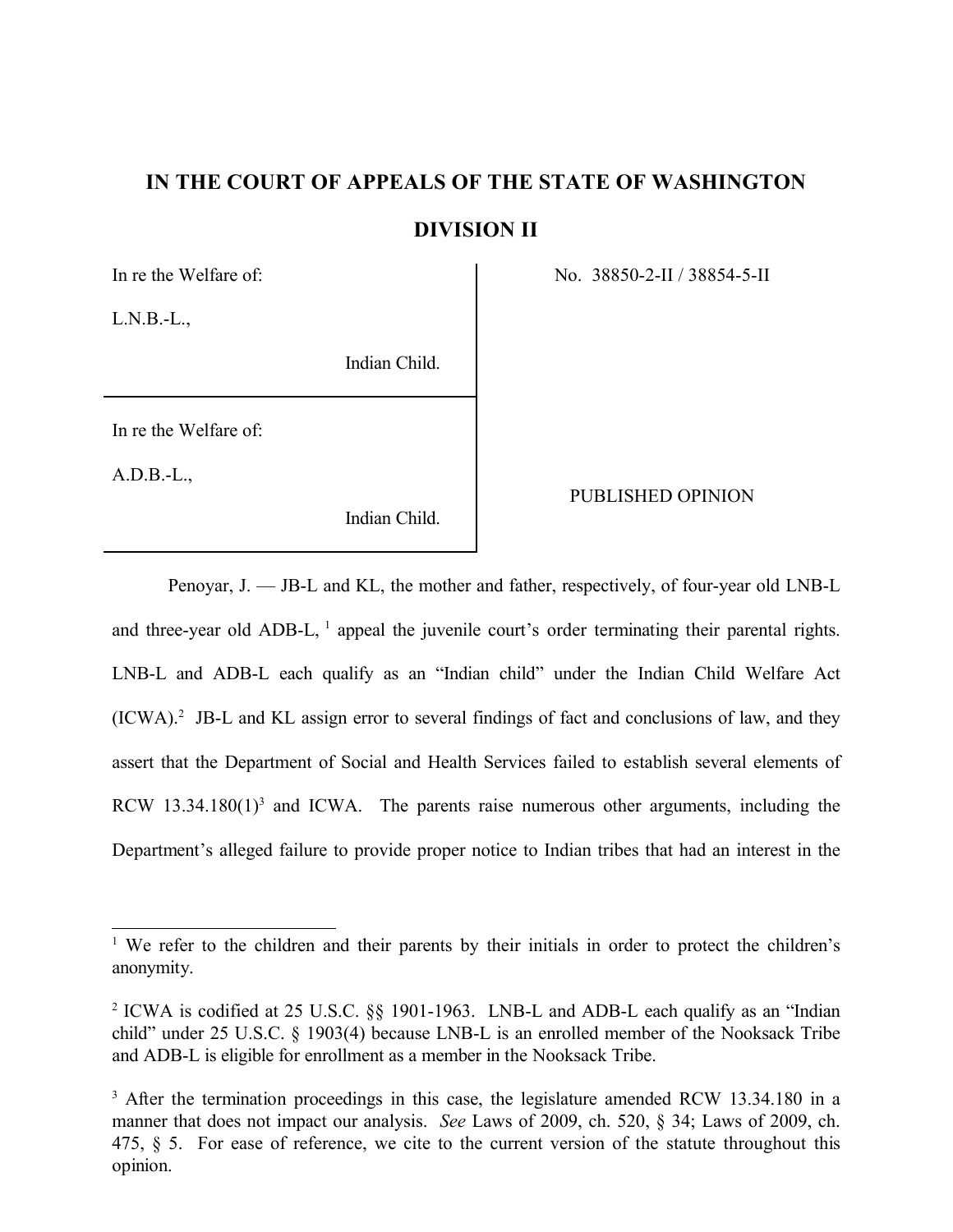# IN THE COURT OF APPEALS OF THE STATE OF WASHINGTON

## DIVISION II

| | |
|---|---|
| In re the Welfare of:<br><br>L.N.B.-L.,<br><br>Indian Child. | No. 38850-2-II / 38854-5-II |
| In re the Welfare of:<br><br>A.D.B.-L.,<br><br>Indian Child. | PUBLISHED OPINION |

Penoyar, J. — JB-L and KL, the mother and father, respectively, of four-year old LNB-L and three-year old ADB-L, [1] appeal the juvenile court's order terminating their parental rights. LNB-L and ADB-L each qualify as an "Indian child" under the Indian Child Welfare Act (ICWA).[2] JB-L and KL assign error to several findings of fact and conclusions of law, and they assert that the Department of Social and Health Services failed to establish several elements of RCW 13.34.180(1)[3] and ICWA. The parents raise numerous other arguments, including the Department's alleged failure to provide proper notice to Indian tribes that had an interest in the

---

[1] We refer to the children and their parents by their initials in order to protect the children's anonymity.

[2] ICWA is codified at 25 U.S.C. §§ 1901-1963. LNB-L and ADB-L each qualify as an "Indian child" under 25 U.S.C. § 1903(4) because LNB-L is an enrolled member of the Nooksack Tribe and ADB-L is eligible for enrollment as a member in the Nooksack Tribe.

[3] After the termination proceedings in this case, the legislature amended RCW 13.34.180 in a manner that does not impact our analysis. *See* Laws of 2009, ch. 520, § 34; Laws of 2009, ch. 475, § 5. For ease of reference, we cite to the current version of the statute throughout this opinion.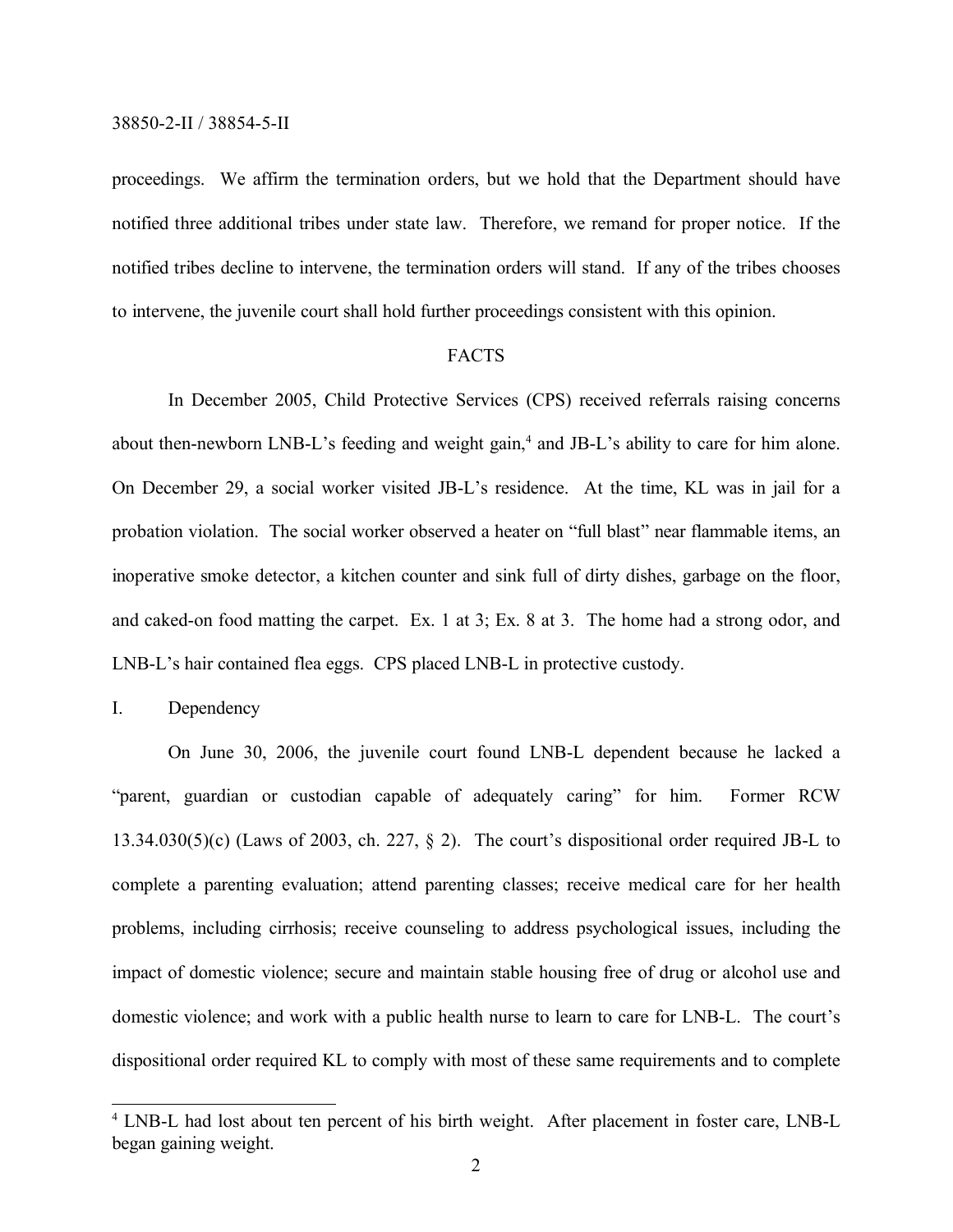proceedings. We affirm the termination orders, but we hold that the Department should have notified three additional tribes under state law. Therefore, we remand for proper notice. If the notified tribes decline to intervene, the termination orders will stand. If any of the tribes chooses to intervene, the juvenile court shall hold further proceedings consistent with this opinion.

## FACTS

In December 2005, Child Protective Services (CPS) received referrals raising concerns about then-newborn LNB-L's feeding and weight gain,[4] and JB-L's ability to care for him alone. On December 29, a social worker visited JB-L's residence. At the time, KL was in jail for a probation violation. The social worker observed a heater on "full blast" near flammable items, an inoperative smoke detector, a kitchen counter and sink full of dirty dishes, garbage on the floor, and caked-on food matting the carpet. Ex. 1 at 3; Ex. 8 at 3. The home had a strong odor, and LNB-L's hair contained flea eggs. CPS placed LNB-L in protective custody.

### I. Dependency

On June 30, 2006, the juvenile court found LNB-L dependent because he lacked a "parent, guardian or custodian capable of adequately caring" for him. Former RCW 13.34.030(5)(c) (Laws of 2003, ch. 227, § 2). The court's dispositional order required JB-L to complete a parenting evaluation; attend parenting classes; receive medical care for her health problems, including cirrhosis; receive counseling to address psychological issues, including the impact of domestic violence; secure and maintain stable housing free of drug or alcohol use and domestic violence; and work with a public health nurse to learn to care for LNB-L. The court's dispositional order required KL to comply with most of these same requirements and to complete

---

[4] LNB-L had lost about ten percent of his birth weight. After placement in foster care, LNB-L began gaining weight.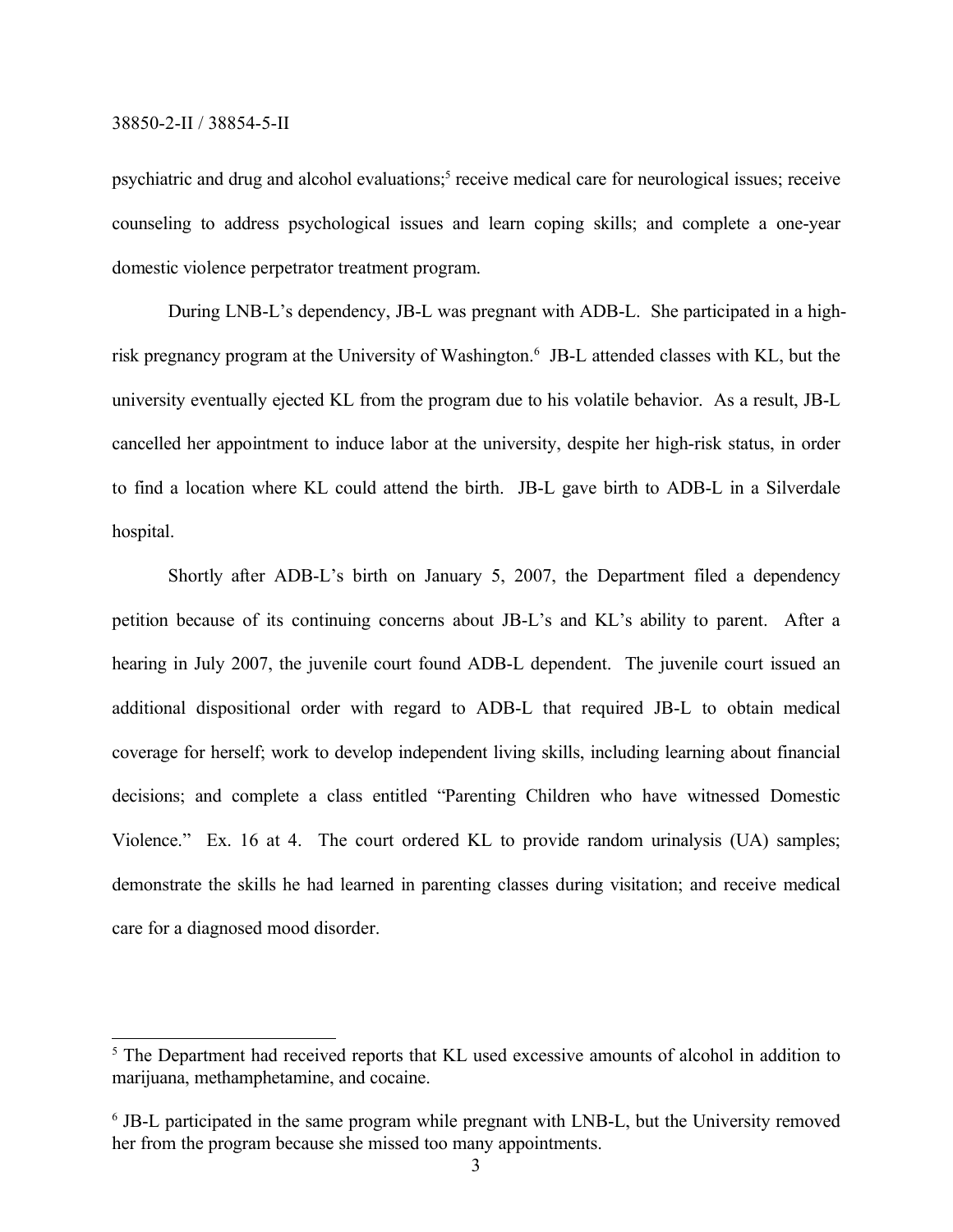psychiatric and drug and alcohol evaluations;[5] receive medical care for neurological issues; receive counseling to address psychological issues and learn coping skills; and complete a one-year domestic violence perpetrator treatment program.

During LNB-L's dependency, JB-L was pregnant with ADB-L. She participated in a high-risk pregnancy program at the University of Washington.[6] JB-L attended classes with KL, but the university eventually ejected KL from the program due to his volatile behavior. As a result, JB-L cancelled her appointment to induce labor at the university, despite her high-risk status, in order to find a location where KL could attend the birth. JB-L gave birth to ADB-L in a Silverdale hospital.

Shortly after ADB-L's birth on January 5, 2007, the Department filed a dependency petition because of its continuing concerns about JB-L's and KL's ability to parent. After a hearing in July 2007, the juvenile court found ADB-L dependent. The juvenile court issued an additional dispositional order with regard to ADB-L that required JB-L to obtain medical coverage for herself; work to develop independent living skills, including learning about financial decisions; and complete a class entitled "Parenting Children who have witnessed Domestic Violence." Ex. 16 at 4. The court ordered KL to provide random urinalysis (UA) samples; demonstrate the skills he had learned in parenting classes during visitation; and receive medical care for a diagnosed mood disorder.

---

[5] The Department had received reports that KL used excessive amounts of alcohol in addition to marijuana, methamphetamine, and cocaine.

[6] JB-L participated in the same program while pregnant with LNB-L, but the University removed her from the program because she missed too many appointments.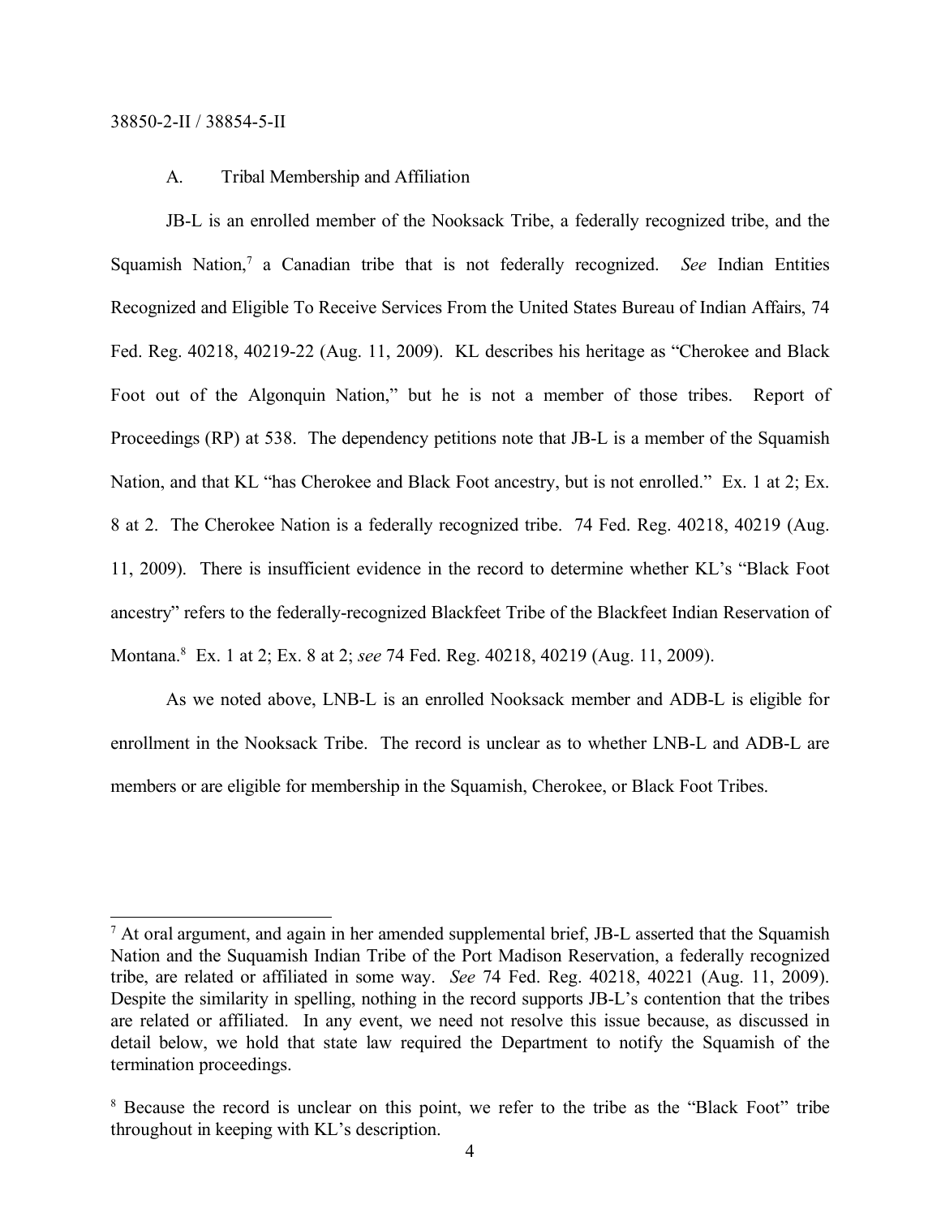### A. Tribal Membership and Affiliation

JB-L is an enrolled member of the Nooksack Tribe, a federally recognized tribe, and the Squamish Nation,[7] a Canadian tribe that is not federally recognized. *See* Indian Entities Recognized and Eligible To Receive Services From the United States Bureau of Indian Affairs, 74 Fed. Reg. 40218, 40219-22 (Aug. 11, 2009). KL describes his heritage as "Cherokee and Black Foot out of the Algonquin Nation," but he is not a member of those tribes. Report of Proceedings (RP) at 538. The dependency petitions note that JB-L is a member of the Squamish Nation, and that KL "has Cherokee and Black Foot ancestry, but is not enrolled." Ex. 1 at 2; Ex. 8 at 2. The Cherokee Nation is a federally recognized tribe. 74 Fed. Reg. 40218, 40219 (Aug. 11, 2009). There is insufficient evidence in the record to determine whether KL's "Black Foot ancestry" refers to the federally-recognized Blackfeet Tribe of the Blackfeet Indian Reservation of Montana.[8] Ex. 1 at 2; Ex. 8 at 2; *see* 74 Fed. Reg. 40218, 40219 (Aug. 11, 2009).

As we noted above, LNB-L is an enrolled Nooksack member and ADB-L is eligible for enrollment in the Nooksack Tribe. The record is unclear as to whether LNB-L and ADB-L are members or are eligible for membership in the Squamish, Cherokee, or Black Foot Tribes.

---

[7] At oral argument, and again in her amended supplemental brief, JB-L asserted that the Squamish Nation and the Suquamish Indian Tribe of the Port Madison Reservation, a federally recognized tribe, are related or affiliated in some way. *See* 74 Fed. Reg. 40218, 40221 (Aug. 11, 2009). Despite the similarity in spelling, nothing in the record supports JB-L's contention that the tribes are related or affiliated. In any event, we need not resolve this issue because, as discussed in detail below, we hold that state law required the Department to notify the Squamish of the termination proceedings.

[8] Because the record is unclear on this point, we refer to the tribe as the "Black Foot" tribe throughout in keeping with KL's description.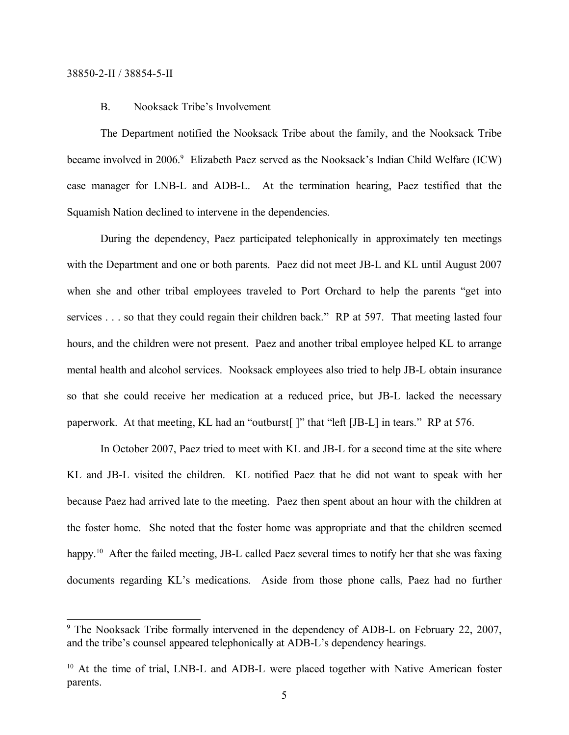## B. Nooksack Tribe's Involvement

The Department notified the Nooksack Tribe about the family, and the Nooksack Tribe became involved in 2006.[9] Elizabeth Paez served as the Nooksack's Indian Child Welfare (ICW) case manager for LNB-L and ADB-L. At the termination hearing, Paez testified that the Squamish Nation declined to intervene in the dependencies.

During the dependency, Paez participated telephonically in approximately ten meetings with the Department and one or both parents. Paez did not meet JB-L and KL until August 2007 when she and other tribal employees traveled to Port Orchard to help the parents "get into services . . . so that they could regain their children back." RP at 597. That meeting lasted four hours, and the children were not present. Paez and another tribal employee helped KL to arrange mental health and alcohol services. Nooksack employees also tried to help JB-L obtain insurance so that she could receive her medication at a reduced price, but JB-L lacked the necessary paperwork. At that meeting, KL had an "outburst[ ]" that "left [JB-L] in tears." RP at 576.

In October 2007, Paez tried to meet with KL and JB-L for a second time at the site where KL and JB-L visited the children. KL notified Paez that he did not want to speak with her because Paez had arrived late to the meeting. Paez then spent about an hour with the children at the foster home. She noted that the foster home was appropriate and that the children seemed happy.[10] After the failed meeting, JB-L called Paez several times to notify her that she was faxing documents regarding KL's medications. Aside from those phone calls, Paez had no further

---

[9] The Nooksack Tribe formally intervened in the dependency of ADB-L on February 22, 2007, and the tribe's counsel appeared telephonically at ADB-L's dependency hearings.

[10] At the time of trial, LNB-L and ADB-L were placed together with Native American foster parents.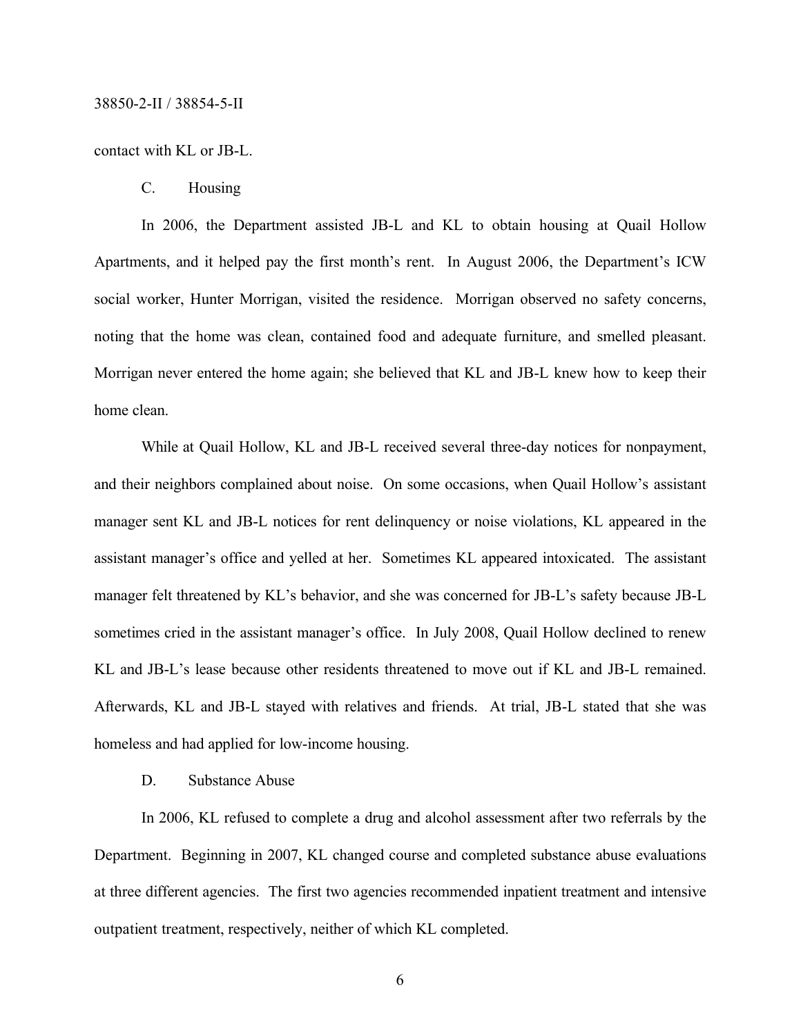contact with KL or JB-L.

### C. Housing

In 2006, the Department assisted JB-L and KL to obtain housing at Quail Hollow Apartments, and it helped pay the first month's rent. In August 2006, the Department's ICW social worker, Hunter Morrigan, visited the residence. Morrigan observed no safety concerns, noting that the home was clean, contained food and adequate furniture, and smelled pleasant. Morrigan never entered the home again; she believed that KL and JB-L knew how to keep their home clean.

While at Quail Hollow, KL and JB-L received several three-day notices for nonpayment, and their neighbors complained about noise. On some occasions, when Quail Hollow's assistant manager sent KL and JB-L notices for rent delinquency or noise violations, KL appeared in the assistant manager's office and yelled at her. Sometimes KL appeared intoxicated. The assistant manager felt threatened by KL's behavior, and she was concerned for JB-L's safety because JB-L sometimes cried in the assistant manager's office. In July 2008, Quail Hollow declined to renew KL and JB-L's lease because other residents threatened to move out if KL and JB-L remained. Afterwards, KL and JB-L stayed with relatives and friends. At trial, JB-L stated that she was homeless and had applied for low-income housing.

### D. Substance Abuse

In 2006, KL refused to complete a drug and alcohol assessment after two referrals by the Department. Beginning in 2007, KL changed course and completed substance abuse evaluations at three different agencies. The first two agencies recommended inpatient treatment and intensive outpatient treatment, respectively, neither of which KL completed.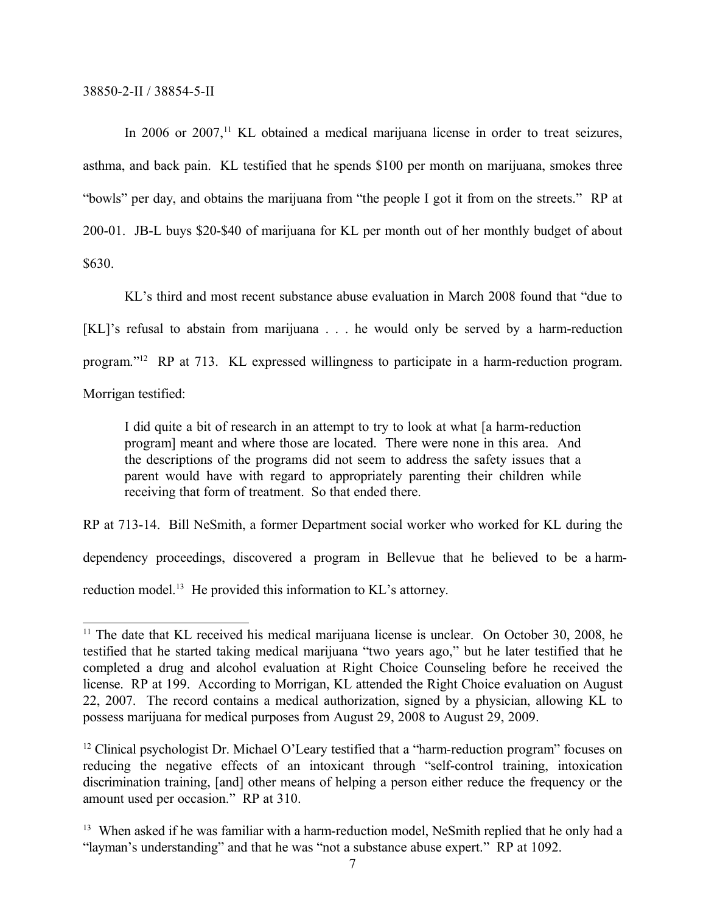In 2006 or 2007,[11] KL obtained a medical marijuana license in order to treat seizures, asthma, and back pain. KL testified that he spends $100 per month on marijuana, smokes three "bowls" per day, and obtains the marijuana from "the people I got it from on the streets." RP at 200-01. JB-L buys $20-$40 of marijuana for KL per month out of her monthly budget of about $630.

KL's third and most recent substance abuse evaluation in March 2008 found that "due to [KL]'s refusal to abstain from marijuana . . . he would only be served by a harm-reduction program."[12] RP at 713. KL expressed willingness to participate in a harm-reduction program. Morrigan testified:

> I did quite a bit of research in an attempt to try to look at what [a harm-reduction program] meant and where those are located. There were none in this area. And the descriptions of the programs did not seem to address the safety issues that a parent would have with regard to appropriately parenting their children while receiving that form of treatment. So that ended there.

RP at 713-14. Bill NeSmith, a former Department social worker who worked for KL during the dependency proceedings, discovered a program in Bellevue that he believed to be a harm-reduction model.[13] He provided this information to KL's attorney.

---

[11] The date that KL received his medical marijuana license is unclear. On October 30, 2008, he testified that he started taking medical marijuana "two years ago," but he later testified that he completed a drug and alcohol evaluation at Right Choice Counseling before he received the license. RP at 199. According to Morrigan, KL attended the Right Choice evaluation on August 22, 2007. The record contains a medical authorization, signed by a physician, allowing KL to possess marijuana for medical purposes from August 29, 2008 to August 29, 2009.

[12] Clinical psychologist Dr. Michael O'Leary testified that a "harm-reduction program" focuses on reducing the negative effects of an intoxicant through "self-control training, intoxication discrimination training, [and] other means of helping a person either reduce the frequency or the amount used per occasion." RP at 310.

[13] When asked if he was familiar with a harm-reduction model, NeSmith replied that he only had a "layman's understanding" and that he was "not a substance abuse expert." RP at 1092.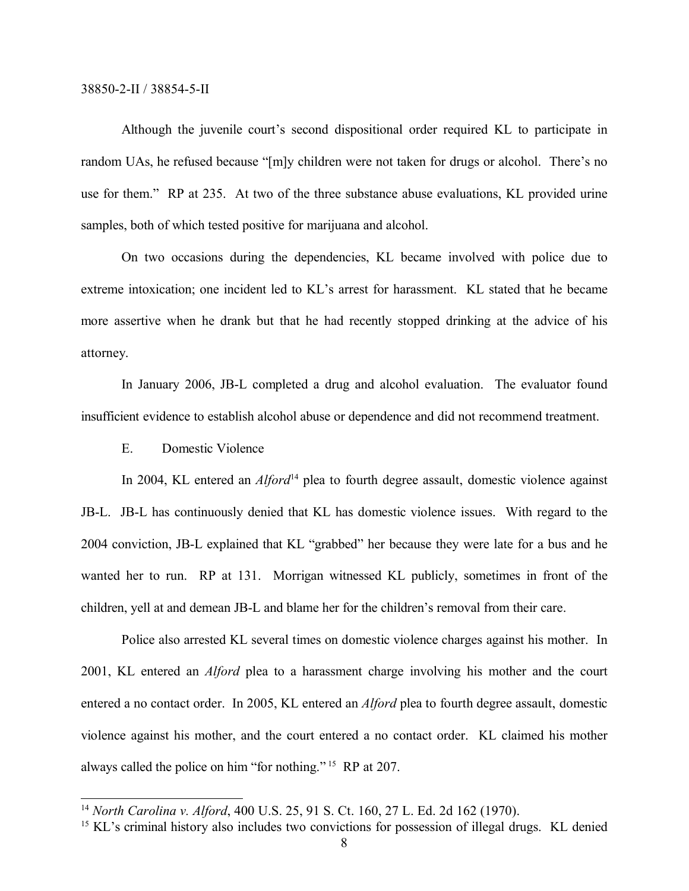Although the juvenile court's second dispositional order required KL to participate in random UAs, he refused because "[m]y children were not taken for drugs or alcohol. There's no use for them." RP at 235. At two of the three substance abuse evaluations, KL provided urine samples, both of which tested positive for marijuana and alcohol.

On two occasions during the dependencies, KL became involved with police due to extreme intoxication; one incident led to KL's arrest for harassment. KL stated that he became more assertive when he drank but that he had recently stopped drinking at the advice of his attorney.

In January 2006, JB-L completed a drug and alcohol evaluation. The evaluator found insufficient evidence to establish alcohol abuse or dependence and did not recommend treatment.

E. Domestic Violence

In 2004, KL entered an *Alford*[14] plea to fourth degree assault, domestic violence against JB-L. JB-L has continuously denied that KL has domestic violence issues. With regard to the 2004 conviction, JB-L explained that KL "grabbed" her because they were late for a bus and he wanted her to run. RP at 131. Morrigan witnessed KL publicly, sometimes in front of the children, yell at and demean JB-L and blame her for the children's removal from their care.

Police also arrested KL several times on domestic violence charges against his mother. In 2001, KL entered an *Alford* plea to a harassment charge involving his mother and the court entered a no contact order. In 2005, KL entered an *Alford* plea to fourth degree assault, domestic violence against his mother, and the court entered a no contact order. KL claimed his mother always called the police on him "for nothing."[15] RP at 207.

---

[14] *North Carolina v. Alford*, 400 U.S. 25, 91 S. Ct. 160, 27 L. Ed. 2d 162 (1970).

[15] KL's criminal history also includes two convictions for possession of illegal drugs. KL denied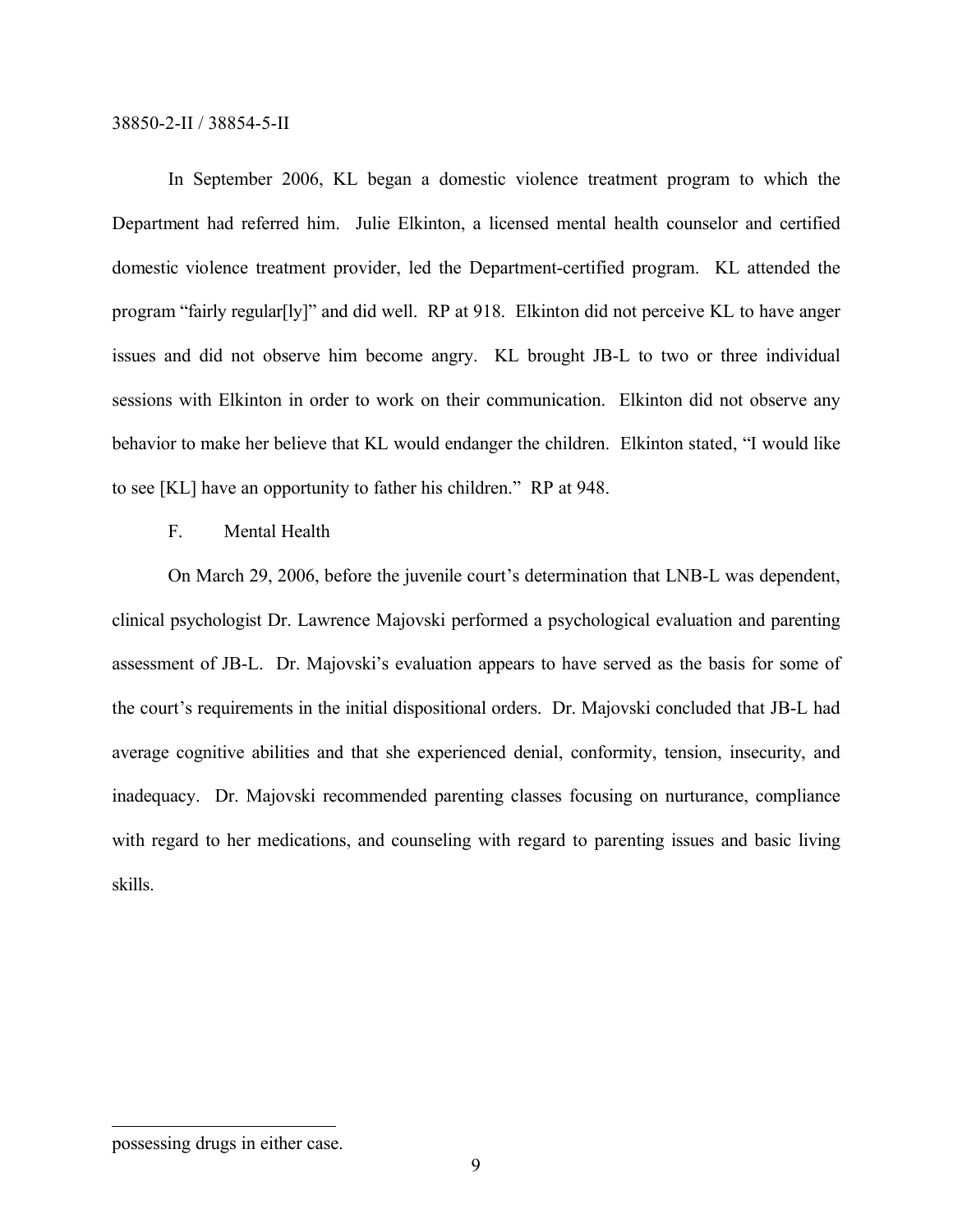In September 2006, KL began a domestic violence treatment program to which the Department had referred him. Julie Elkinton, a licensed mental health counselor and certified domestic violence treatment provider, led the Department-certified program. KL attended the program "fairly regular[ly]" and did well. RP at 918. Elkinton did not perceive KL to have anger issues and did not observe him become angry. KL brought JB-L to two or three individual sessions with Elkinton in order to work on their communication. Elkinton did not observe any behavior to make her believe that KL would endanger the children. Elkinton stated, "I would like to see [KL] have an opportunity to father his children." RP at 948.

F. Mental Health

On March 29, 2006, before the juvenile court's determination that LNB-L was dependent, clinical psychologist Dr. Lawrence Majovski performed a psychological evaluation and parenting assessment of JB-L. Dr. Majovski's evaluation appears to have served as the basis for some of the court's requirements in the initial dispositional orders. Dr. Majovski concluded that JB-L had average cognitive abilities and that she experienced denial, conformity, tension, insecurity, and inadequacy. Dr. Majovski recommended parenting classes focusing on nurturance, compliance with regard to her medications, and counseling with regard to parenting issues and basic living skills.

---

possessing drugs in either case.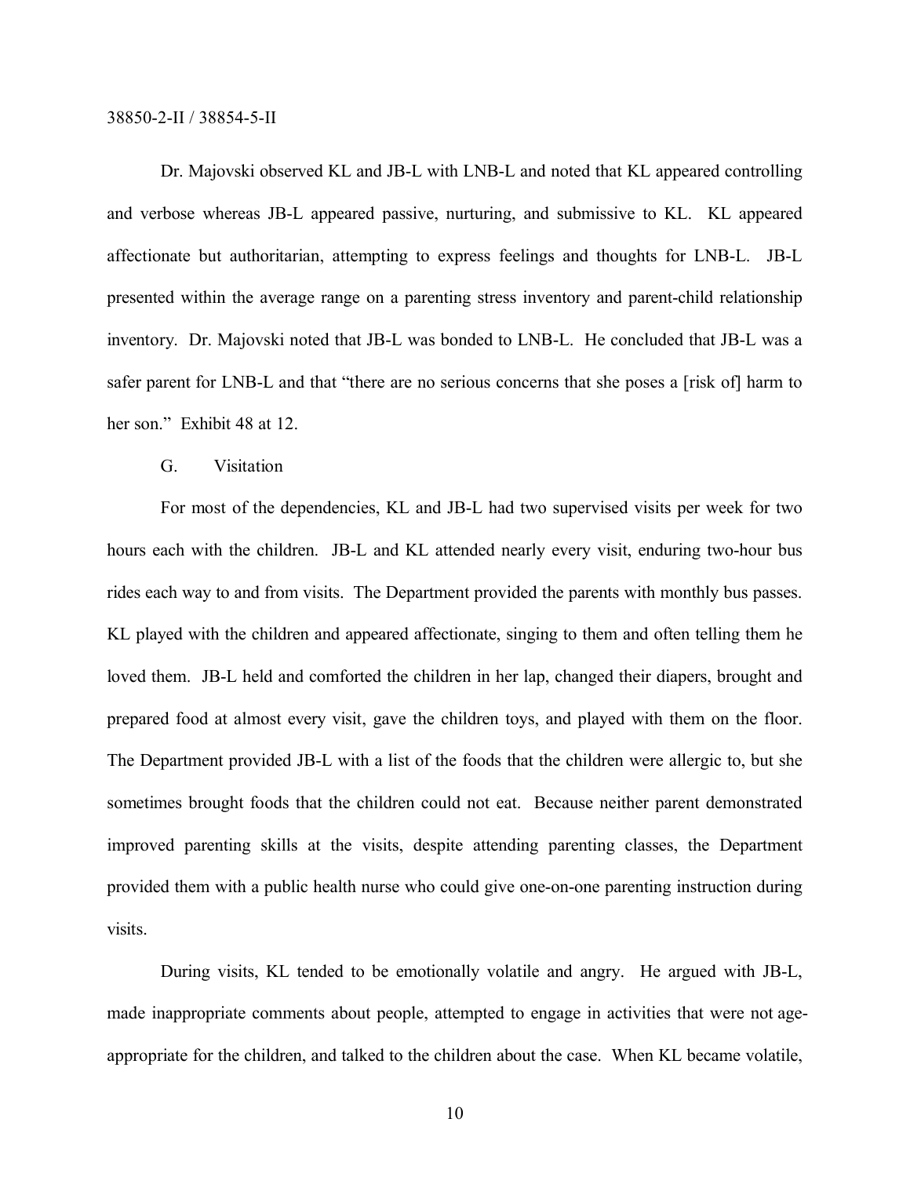Dr. Majovski observed KL and JB-L with LNB-L and noted that KL appeared controlling and verbose whereas JB-L appeared passive, nurturing, and submissive to KL. KL appeared affectionate but authoritarian, attempting to express feelings and thoughts for LNB-L. JB-L presented within the average range on a parenting stress inventory and parent-child relationship inventory. Dr. Majovski noted that JB-L was bonded to LNB-L. He concluded that JB-L was a safer parent for LNB-L and that "there are no serious concerns that she poses a [risk of] harm to her son." Exhibit 48 at 12.

### G. Visitation

For most of the dependencies, KL and JB-L had two supervised visits per week for two hours each with the children. JB-L and KL attended nearly every visit, enduring two-hour bus rides each way to and from visits. The Department provided the parents with monthly bus passes. KL played with the children and appeared affectionate, singing to them and often telling them he loved them. JB-L held and comforted the children in her lap, changed their diapers, brought and prepared food at almost every visit, gave the children toys, and played with them on the floor. The Department provided JB-L with a list of the foods that the children were allergic to, but she sometimes brought foods that the children could not eat. Because neither parent demonstrated improved parenting skills at the visits, despite attending parenting classes, the Department provided them with a public health nurse who could give one-on-one parenting instruction during visits.

During visits, KL tended to be emotionally volatile and angry. He argued with JB-L, made inappropriate comments about people, attempted to engage in activities that were not age-appropriate for the children, and talked to the children about the case. When KL became volatile,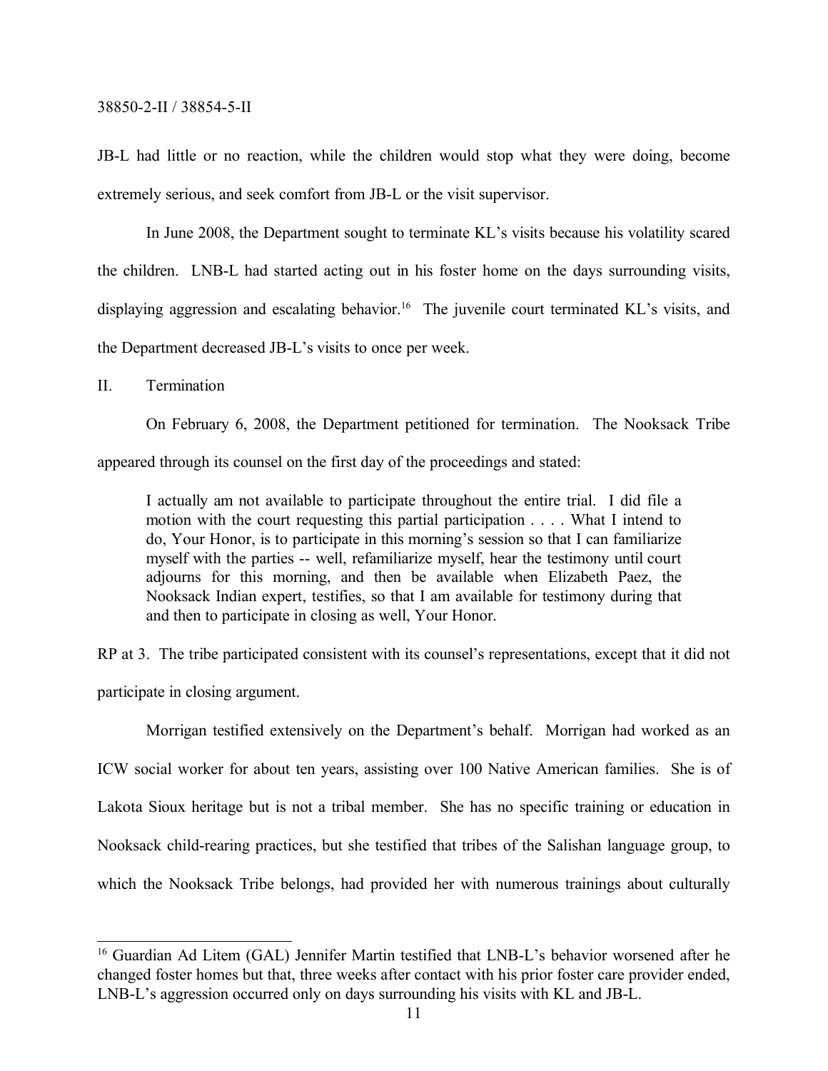JB-L had little or no reaction, while the children would stop what they were doing, become extremely serious, and seek comfort from JB-L or the visit supervisor.

In June 2008, the Department sought to terminate KL's visits because his volatility scared the children. LNB-L had started acting out in his foster home on the days surrounding visits, displaying aggression and escalating behavior.[16] The juvenile court terminated KL's visits, and the Department decreased JB-L's visits to once per week.

## II. Termination

On February 6, 2008, the Department petitioned for termination. The Nooksack Tribe appeared through its counsel on the first day of the proceedings and stated:

> I actually am not available to participate throughout the entire trial. I did file a motion with the court requesting this partial participation . . . . What I intend to do, Your Honor, is to participate in this morning's session so that I can familiarize myself with the parties -- well, refamiliarize myself, hear the testimony until court adjourns for this morning, and then be available when Elizabeth Paez, the Nooksack Indian expert, testifies, so that I am available for testimony during that and then to participate in closing as well, Your Honor.

RP at 3. The tribe participated consistent with its counsel's representations, except that it did not participate in closing argument.

Morrigan testified extensively on the Department's behalf. Morrigan had worked as an ICW social worker for about ten years, assisting over 100 Native American families. She is of Lakota Sioux heritage but is not a tribal member. She has no specific training or education in Nooksack child-rearing practices, but she testified that tribes of the Salishan language group, to which the Nooksack Tribe belongs, had provided her with numerous trainings about culturally

---

[16] Guardian Ad Litem (GAL) Jennifer Martin testified that LNB-L's behavior worsened after he changed foster homes but that, three weeks after contact with his prior foster care provider ended, LNB-L's aggression occurred only on days surrounding his visits with KL and JB-L.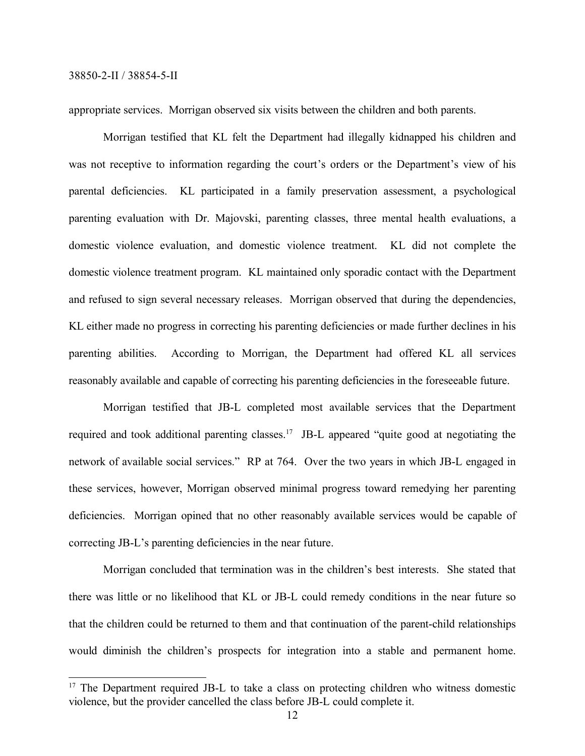appropriate services. Morrigan observed six visits between the children and both parents.

Morrigan testified that KL felt the Department had illegally kidnapped his children and was not receptive to information regarding the court's orders or the Department's view of his parental deficiencies. KL participated in a family preservation assessment, a psychological parenting evaluation with Dr. Majovski, parenting classes, three mental health evaluations, a domestic violence evaluation, and domestic violence treatment. KL did not complete the domestic violence treatment program. KL maintained only sporadic contact with the Department and refused to sign several necessary releases. Morrigan observed that during the dependencies, KL either made no progress in correcting his parenting deficiencies or made further declines in his parenting abilities. According to Morrigan, the Department had offered KL all services reasonably available and capable of correcting his parenting deficiencies in the foreseeable future.

Morrigan testified that JB-L completed most available services that the Department required and took additional parenting classes.[17] JB-L appeared "quite good at negotiating the network of available social services." RP at 764. Over the two years in which JB-L engaged in these services, however, Morrigan observed minimal progress toward remedying her parenting deficiencies. Morrigan opined that no other reasonably available services would be capable of correcting JB-L's parenting deficiencies in the near future.

Morrigan concluded that termination was in the children's best interests. She stated that there was little or no likelihood that KL or JB-L could remedy conditions in the near future so that the children could be returned to them and that continuation of the parent-child relationships would diminish the children's prospects for integration into a stable and permanent home.

[17] The Department required JB-L to take a class on protecting children who witness domestic violence, but the provider cancelled the class before JB-L could complete it.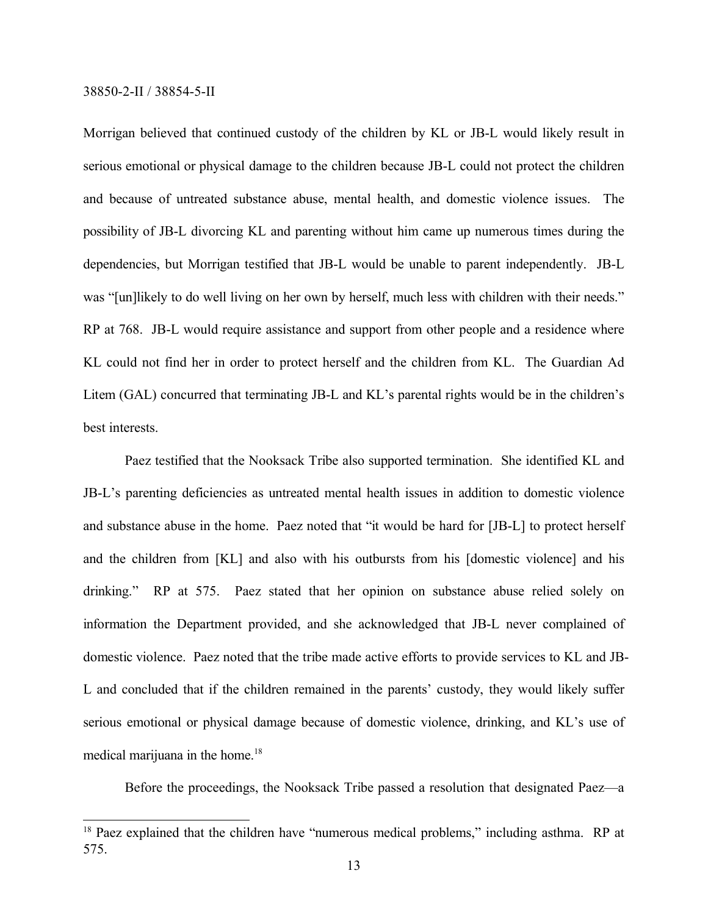Morrigan believed that continued custody of the children by KL or JB-L would likely result in serious emotional or physical damage to the children because JB-L could not protect the children and because of untreated substance abuse, mental health, and domestic violence issues. The possibility of JB-L divorcing KL and parenting without him came up numerous times during the dependencies, but Morrigan testified that JB-L would be unable to parent independently. JB-L was "[un]likely to do well living on her own by herself, much less with children with their needs." RP at 768. JB-L would require assistance and support from other people and a residence where KL could not find her in order to protect herself and the children from KL. The Guardian Ad Litem (GAL) concurred that terminating JB-L and KL's parental rights would be in the children's best interests.

Paez testified that the Nooksack Tribe also supported termination. She identified KL and JB-L's parenting deficiencies as untreated mental health issues in addition to domestic violence and substance abuse in the home. Paez noted that "it would be hard for [JB-L] to protect herself and the children from [KL] and also with his outbursts from his [domestic violence] and his drinking." RP at 575. Paez stated that her opinion on substance abuse relied solely on information the Department provided, and she acknowledged that JB-L never complained of domestic violence. Paez noted that the tribe made active efforts to provide services to KL and JB-L and concluded that if the children remained in the parents' custody, they would likely suffer serious emotional or physical damage because of domestic violence, drinking, and KL's use of medical marijuana in the home.[18]

Before the proceedings, the Nooksack Tribe passed a resolution that designated Paez—a

---

[18] Paez explained that the children have "numerous medical problems," including asthma. RP at 575.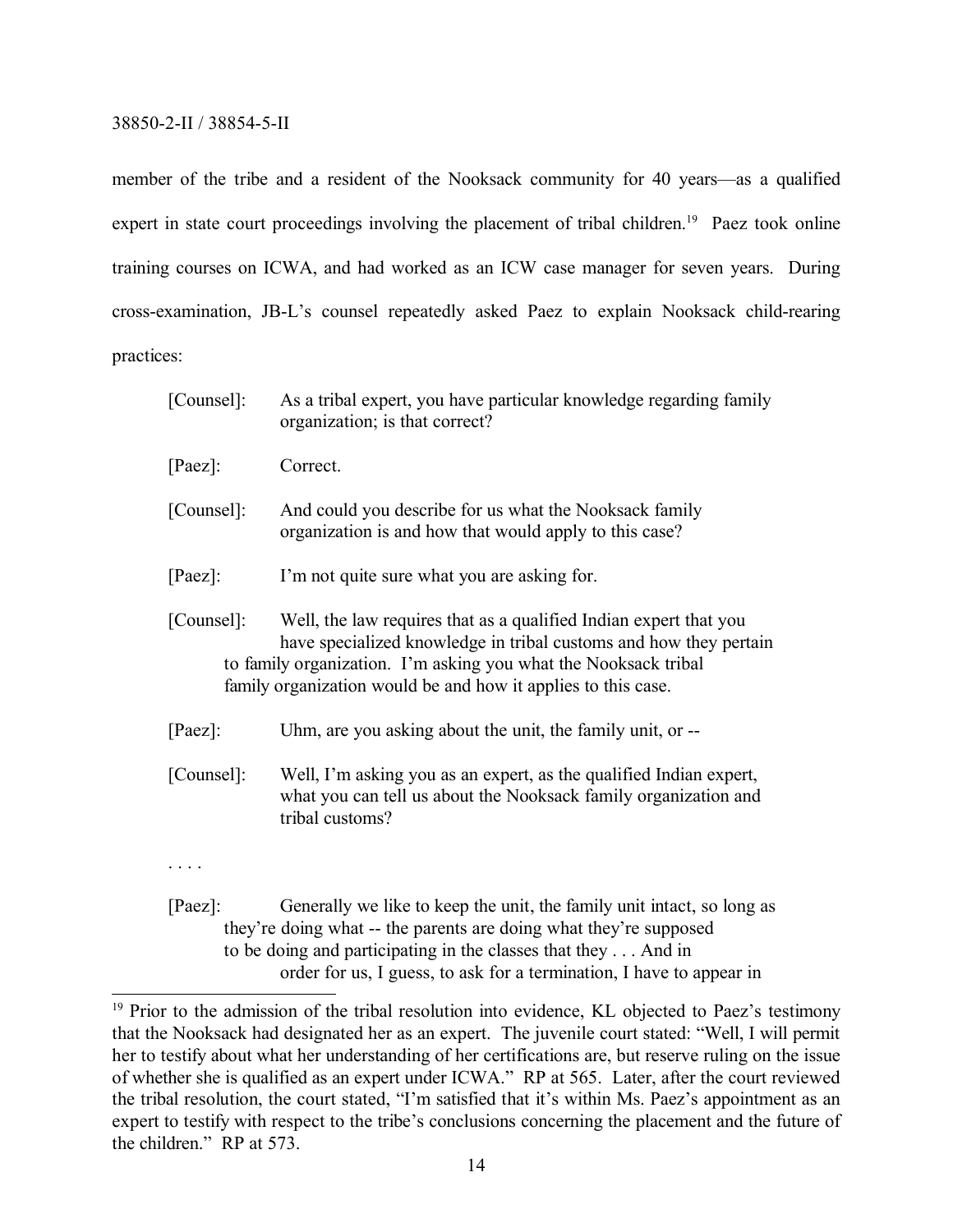member of the tribe and a resident of the Nooksack community for 40 years—as a qualified expert in state court proceedings involving the placement of tribal children.[19] Paez took online training courses on ICWA, and had worked as an ICW case manager for seven years. During cross-examination, JB-L's counsel repeatedly asked Paez to explain Nooksack child-rearing practices:

> [Counsel]: As a tribal expert, you have particular knowledge regarding family organization; is that correct?
>
> [Paez]: Correct.
>
> [Counsel]: And could you describe for us what the Nooksack family organization is and how that would apply to this case?
>
> [Paez]: I'm not quite sure what you are asking for.
>
> [Counsel]: Well, the law requires that as a qualified Indian expert that you have specialized knowledge in tribal customs and how they pertain to family organization. I'm asking you what the Nooksack tribal family organization would be and how it applies to this case.
>
> [Paez]: Uhm, are you asking about the unit, the family unit, or --
>
> [Counsel]: Well, I'm asking you as an expert, as the qualified Indian expert, what you can tell us about the Nooksack family organization and tribal customs?
>
> . . . .
>
> [Paez]: Generally we like to keep the unit, the family unit intact, so long as they're doing what -- the parents are doing what they're supposed to be doing and participating in the classes that they . . . And in order for us, I guess, to ask for a termination, I have to appear in

[19] Prior to the admission of the tribal resolution into evidence, KL objected to Paez's testimony that the Nooksack had designated her as an expert. The juvenile court stated: "Well, I will permit her to testify about what her understanding of her certifications are, but reserve ruling on the issue of whether she is qualified as an expert under ICWA." RP at 565. Later, after the court reviewed the tribal resolution, the court stated, "I'm satisfied that it's within Ms. Paez's appointment as an expert to testify with respect to the tribe's conclusions concerning the placement and the future of the children." RP at 573.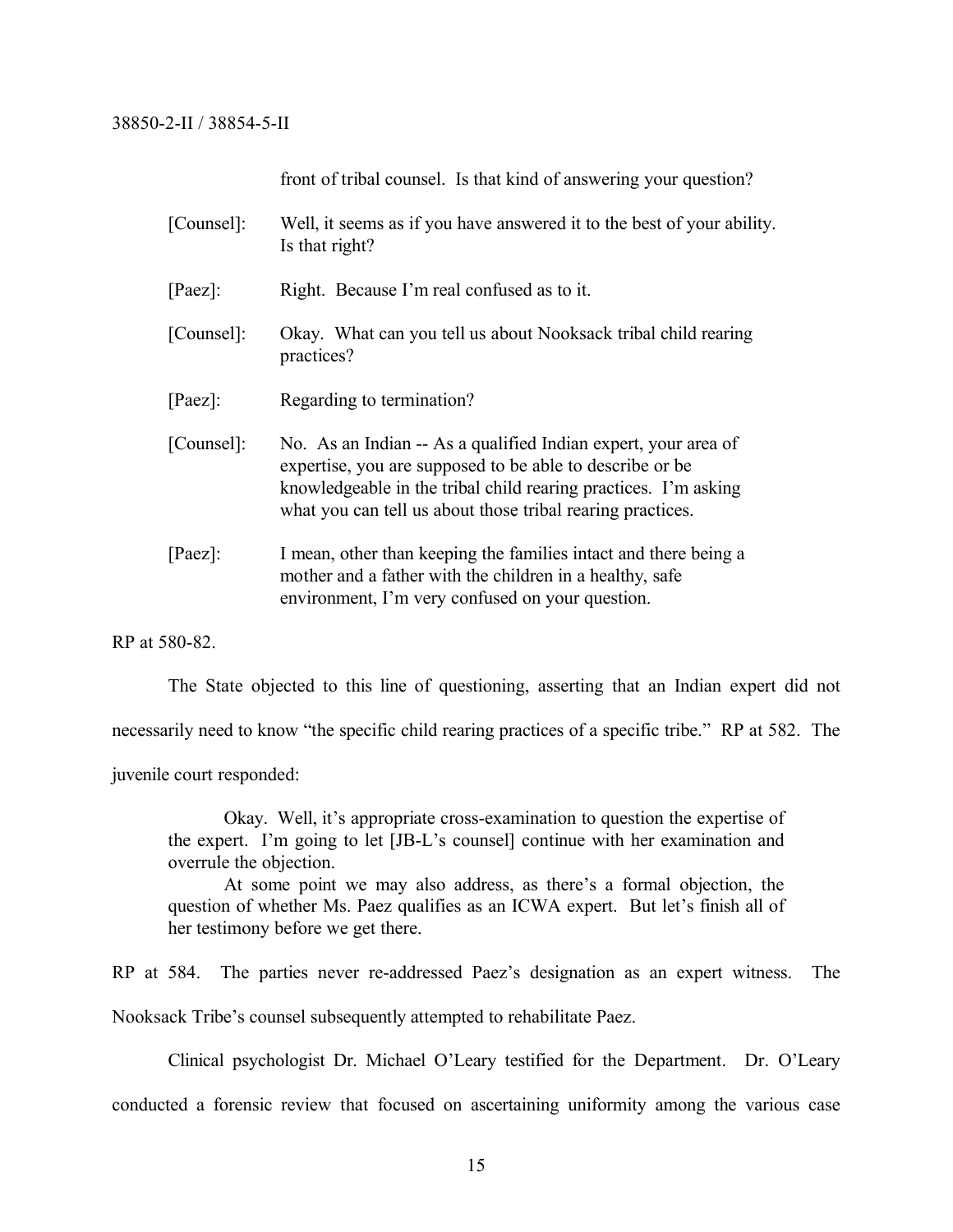front of tribal counsel. Is that kind of answering your question?

[Counsel]: Well, it seems as if you have answered it to the best of your ability. Is that right?

[Paez]: Right. Because I'm real confused as to it.

[Counsel]: Okay. What can you tell us about Nooksack tribal child rearing practices?

[Paez]: Regarding to termination?

[Counsel]: No. As an Indian -- As a qualified Indian expert, your area of expertise, you are supposed to be able to describe or be knowledgeable in the tribal child rearing practices. I'm asking what you can tell us about those tribal rearing practices.

[Paez]: I mean, other than keeping the families intact and there being a mother and a father with the children in a healthy, safe environment, I'm very confused on your question.

RP at 580-82.

The State objected to this line of questioning, asserting that an Indian expert did not necessarily need to know "the specific child rearing practices of a specific tribe." RP at 582. The juvenile court responded:

> Okay. Well, it's appropriate cross-examination to question the expertise of the expert. I'm going to let [JB-L's counsel] continue with her examination and overrule the objection.
>
> At some point we may also address, as there's a formal objection, the question of whether Ms. Paez qualifies as an ICWA expert. But let's finish all of her testimony before we get there.

RP at 584. The parties never re-addressed Paez's designation as an expert witness. The Nooksack Tribe's counsel subsequently attempted to rehabilitate Paez.

Clinical psychologist Dr. Michael O'Leary testified for the Department. Dr. O'Leary conducted a forensic review that focused on ascertaining uniformity among the various case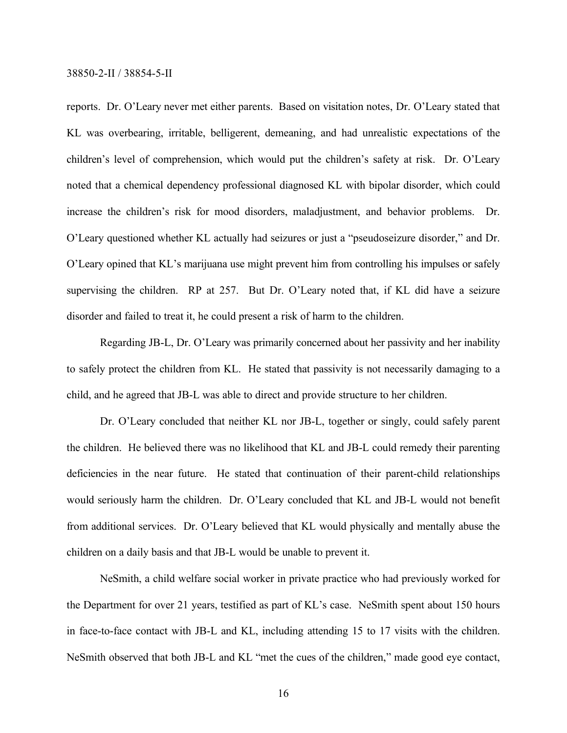reports. Dr. O'Leary never met either parents. Based on visitation notes, Dr. O'Leary stated that KL was overbearing, irritable, belligerent, demeaning, and had unrealistic expectations of the children's level of comprehension, which would put the children's safety at risk. Dr. O'Leary noted that a chemical dependency professional diagnosed KL with bipolar disorder, which could increase the children's risk for mood disorders, maladjustment, and behavior problems. Dr. O'Leary questioned whether KL actually had seizures or just a "pseudoseizure disorder," and Dr. O'Leary opined that KL's marijuana use might prevent him from controlling his impulses or safely supervising the children. RP at 257. But Dr. O'Leary noted that, if KL did have a seizure disorder and failed to treat it, he could present a risk of harm to the children.

Regarding JB-L, Dr. O'Leary was primarily concerned about her passivity and her inability to safely protect the children from KL. He stated that passivity is not necessarily damaging to a child, and he agreed that JB-L was able to direct and provide structure to her children.

Dr. O'Leary concluded that neither KL nor JB-L, together or singly, could safely parent the children. He believed there was no likelihood that KL and JB-L could remedy their parenting deficiencies in the near future. He stated that continuation of their parent-child relationships would seriously harm the children. Dr. O'Leary concluded that KL and JB-L would not benefit from additional services. Dr. O'Leary believed that KL would physically and mentally abuse the children on a daily basis and that JB-L would be unable to prevent it.

NeSmith, a child welfare social worker in private practice who had previously worked for the Department for over 21 years, testified as part of KL's case. NeSmith spent about 150 hours in face-to-face contact with JB-L and KL, including attending 15 to 17 visits with the children. NeSmith observed that both JB-L and KL "met the cues of the children," made good eye contact,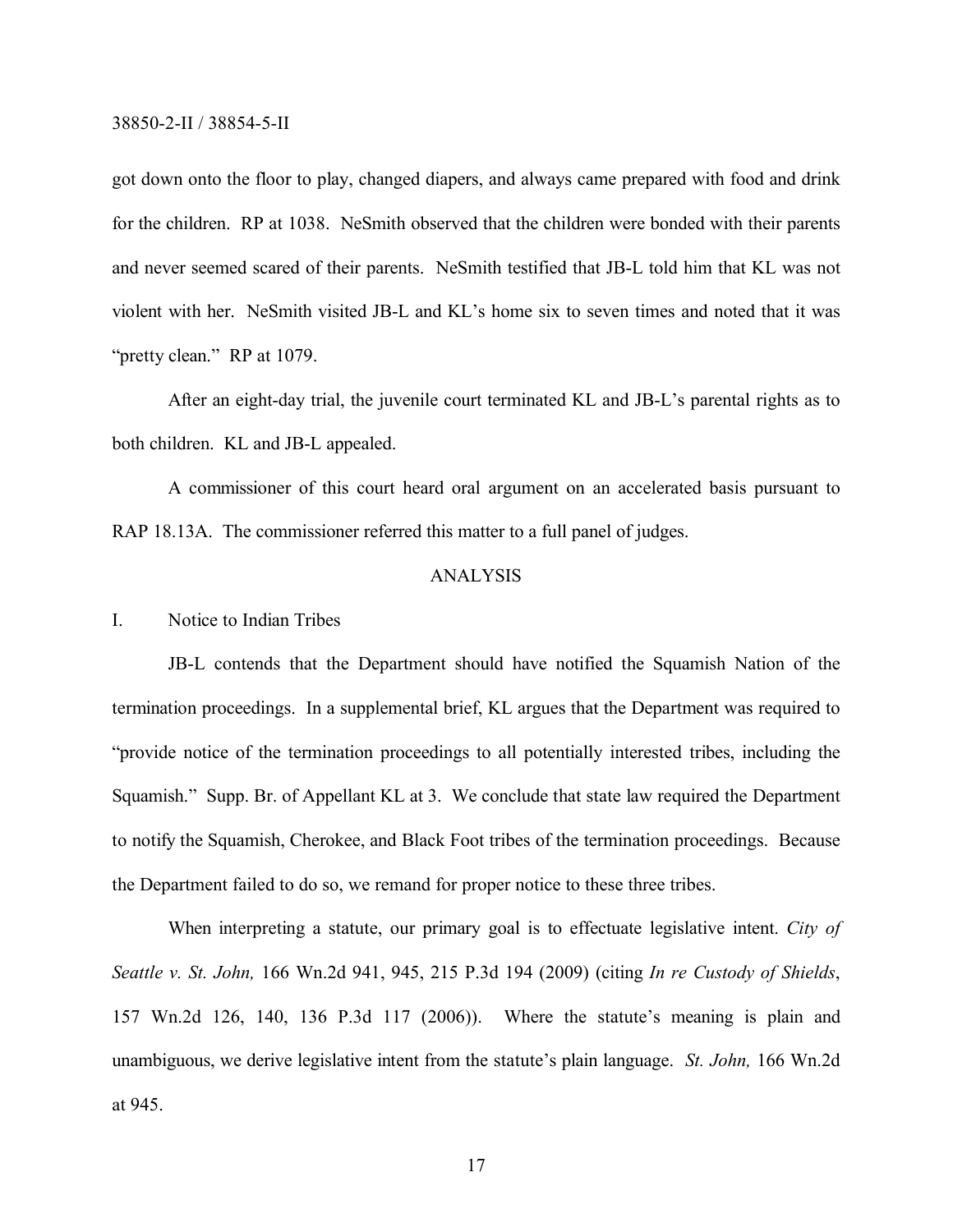got down onto the floor to play, changed diapers, and always came prepared with food and drink for the children. RP at 1038. NeSmith observed that the children were bonded with their parents and never seemed scared of their parents. NeSmith testified that JB-L told him that KL was not violent with her. NeSmith visited JB-L and KL's home six to seven times and noted that it was "pretty clean." RP at 1079.

After an eight-day trial, the juvenile court terminated KL and JB-L's parental rights as to both children. KL and JB-L appealed.

A commissioner of this court heard oral argument on an accelerated basis pursuant to RAP 18.13A. The commissioner referred this matter to a full panel of judges.

## ANALYSIS

### I. Notice to Indian Tribes

JB-L contends that the Department should have notified the Squamish Nation of the termination proceedings. In a supplemental brief, KL argues that the Department was required to "provide notice of the termination proceedings to all potentially interested tribes, including the Squamish." Supp. Br. of Appellant KL at 3. We conclude that state law required the Department to notify the Squamish, Cherokee, and Black Foot tribes of the termination proceedings. Because the Department failed to do so, we remand for proper notice to these three tribes.

When interpreting a statute, our primary goal is to effectuate legislative intent. *City of Seattle v. St. John,* 166 Wn.2d 941, 945, 215 P.3d 194 (2009) (citing *In re Custody of Shields*, 157 Wn.2d 126, 140, 136 P.3d 117 (2006)). Where the statute's meaning is plain and unambiguous, we derive legislative intent from the statute's plain language. *St. John,* 166 Wn.2d at 945.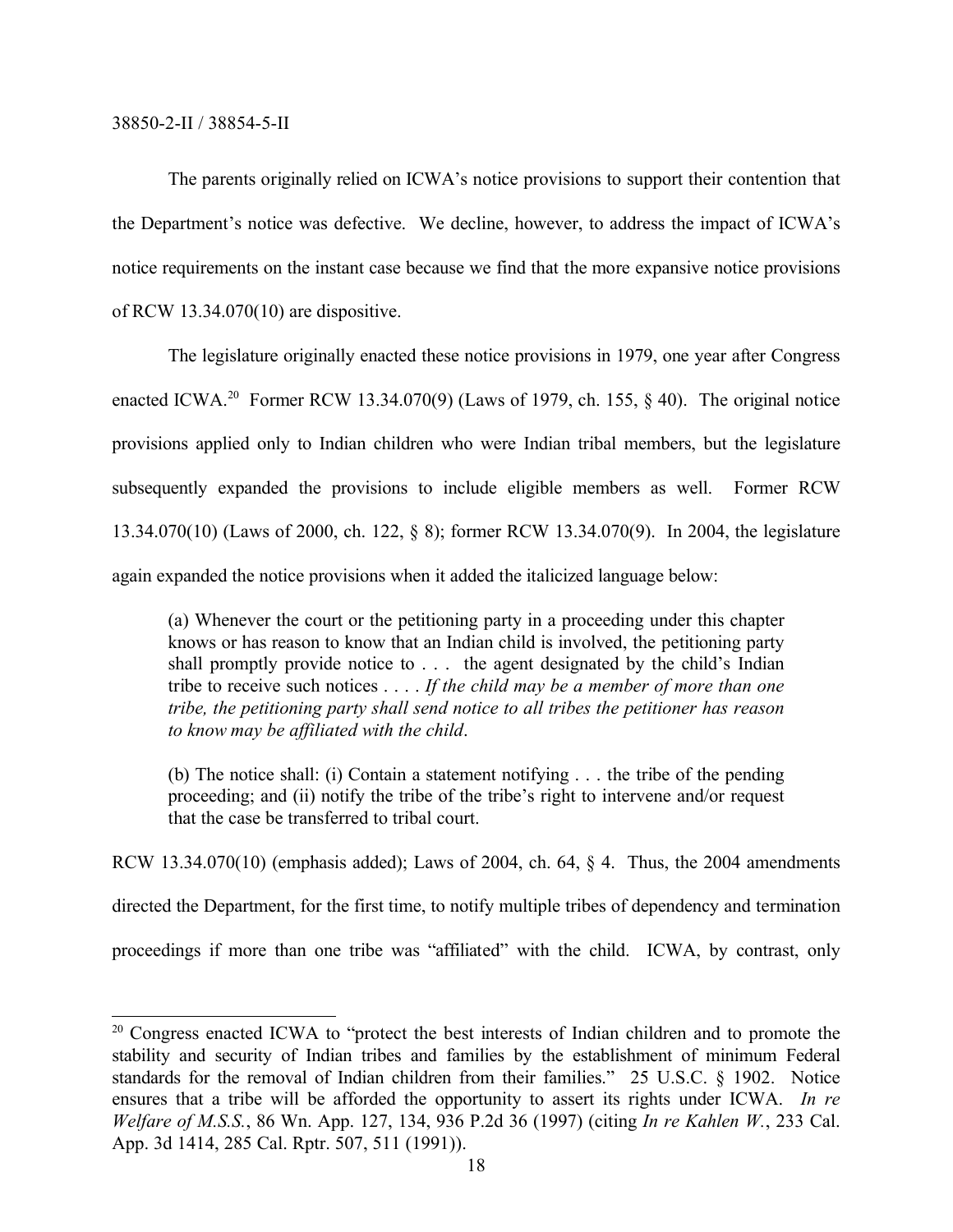The parents originally relied on ICWA's notice provisions to support their contention that the Department's notice was defective. We decline, however, to address the impact of ICWA's notice requirements on the instant case because we find that the more expansive notice provisions of RCW 13.34.070(10) are dispositive.

The legislature originally enacted these notice provisions in 1979, one year after Congress enacted ICWA.[20] Former RCW 13.34.070(9) (Laws of 1979, ch. 155, § 40). The original notice provisions applied only to Indian children who were Indian tribal members, but the legislature subsequently expanded the provisions to include eligible members as well. Former RCW 13.34.070(10) (Laws of 2000, ch. 122, § 8); former RCW 13.34.070(9). In 2004, the legislature again expanded the notice provisions when it added the italicized language below:

> (a) Whenever the court or the petitioning party in a proceeding under this chapter knows or has reason to know that an Indian child is involved, the petitioning party shall promptly provide notice to . . . the agent designated by the child's Indian tribe to receive such notices . . . . *If the child may be a member of more than one tribe, the petitioning party shall send notice to all tribes the petitioner has reason to know may be affiliated with the child*.
>
> (b) The notice shall: (i) Contain a statement notifying . . . the tribe of the pending proceeding; and (ii) notify the tribe of the tribe's right to intervene and/or request that the case be transferred to tribal court.

RCW 13.34.070(10) (emphasis added); Laws of 2004, ch. 64, § 4. Thus, the 2004 amendments directed the Department, for the first time, to notify multiple tribes of dependency and termination proceedings if more than one tribe was "affiliated" with the child. ICWA, by contrast, only

---

[20] Congress enacted ICWA to "protect the best interests of Indian children and to promote the stability and security of Indian tribes and families by the establishment of minimum Federal standards for the removal of Indian children from their families." 25 U.S.C. § 1902. Notice ensures that a tribe will be afforded the opportunity to assert its rights under ICWA. *In re Welfare of M.S.S.*, 86 Wn. App. 127, 134, 936 P.2d 36 (1997) (citing *In re Kahlen W.*, 233 Cal. App. 3d 1414, 285 Cal. Rptr. 507, 511 (1991)).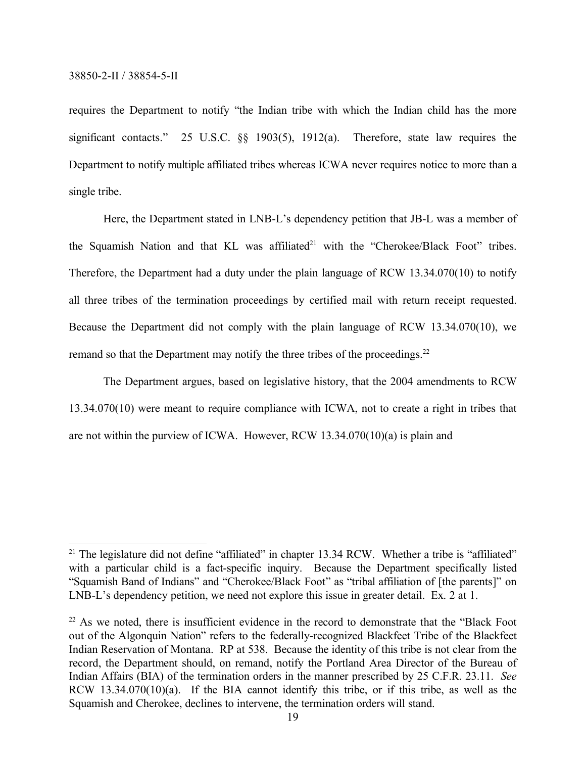requires the Department to notify "the Indian tribe with which the Indian child has the more significant contacts." 25 U.S.C. §§ 1903(5), 1912(a). Therefore, state law requires the Department to notify multiple affiliated tribes whereas ICWA never requires notice to more than a single tribe.

Here, the Department stated in LNB-L's dependency petition that JB-L was a member of the Squamish Nation and that KL was affiliated[21] with the "Cherokee/Black Foot" tribes. Therefore, the Department had a duty under the plain language of RCW 13.34.070(10) to notify all three tribes of the termination proceedings by certified mail with return receipt requested. Because the Department did not comply with the plain language of RCW 13.34.070(10), we remand so that the Department may notify the three tribes of the proceedings.[22]

The Department argues, based on legislative history, that the 2004 amendments to RCW 13.34.070(10) were meant to require compliance with ICWA, not to create a right in tribes that are not within the purview of ICWA. However, RCW 13.34.070(10)(a) is plain and

---

[21] The legislature did not define "affiliated" in chapter 13.34 RCW. Whether a tribe is "affiliated" with a particular child is a fact-specific inquiry. Because the Department specifically listed "Squamish Band of Indians" and "Cherokee/Black Foot" as "tribal affiliation of [the parents]" on LNB-L's dependency petition, we need not explore this issue in greater detail. Ex. 2 at 1.

[22] As we noted, there is insufficient evidence in the record to demonstrate that the "Black Foot out of the Algonquin Nation" refers to the federally-recognized Blackfeet Tribe of the Blackfeet Indian Reservation of Montana. RP at 538. Because the identity of this tribe is not clear from the record, the Department should, on remand, notify the Portland Area Director of the Bureau of Indian Affairs (BIA) of the termination orders in the manner prescribed by 25 C.F.R. 23.11. *See* RCW 13.34.070(10)(a). If the BIA cannot identify this tribe, or if this tribe, as well as the Squamish and Cherokee, declines to intervene, the termination orders will stand.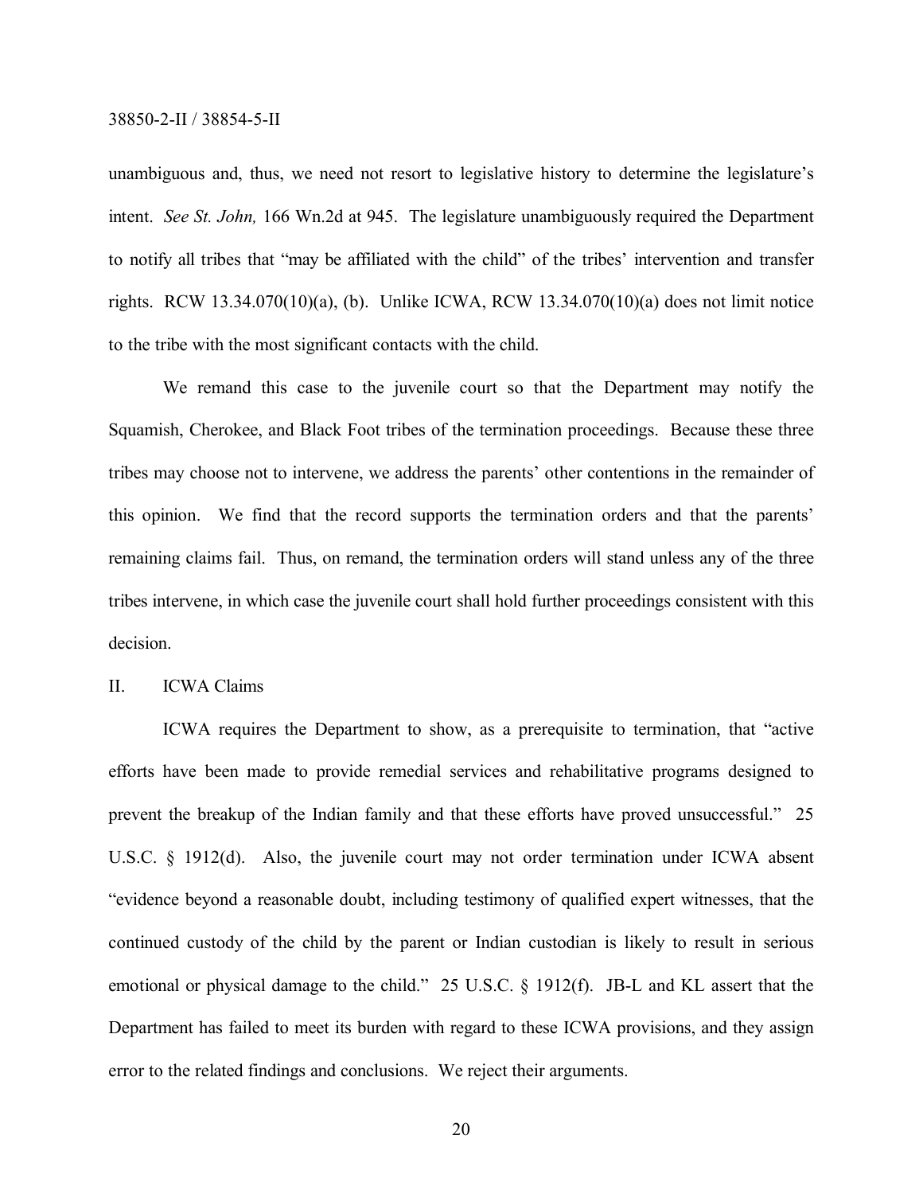unambiguous and, thus, we need not resort to legislative history to determine the legislature's intent. *See St. John,* 166 Wn.2d at 945. The legislature unambiguously required the Department to notify all tribes that "may be affiliated with the child" of the tribes' intervention and transfer rights. RCW 13.34.070(10)(a), (b). Unlike ICWA, RCW 13.34.070(10)(a) does not limit notice to the tribe with the most significant contacts with the child.

We remand this case to the juvenile court so that the Department may notify the Squamish, Cherokee, and Black Foot tribes of the termination proceedings. Because these three tribes may choose not to intervene, we address the parents' other contentions in the remainder of this opinion. We find that the record supports the termination orders and that the parents' remaining claims fail. Thus, on remand, the termination orders will stand unless any of the three tribes intervene, in which case the juvenile court shall hold further proceedings consistent with this decision.

## II. ICWA Claims

ICWA requires the Department to show, as a prerequisite to termination, that "active efforts have been made to provide remedial services and rehabilitative programs designed to prevent the breakup of the Indian family and that these efforts have proved unsuccessful." 25 U.S.C. § 1912(d). Also, the juvenile court may not order termination under ICWA absent "evidence beyond a reasonable doubt, including testimony of qualified expert witnesses, that the continued custody of the child by the parent or Indian custodian is likely to result in serious emotional or physical damage to the child." 25 U.S.C. § 1912(f). JB-L and KL assert that the Department has failed to meet its burden with regard to these ICWA provisions, and they assign error to the related findings and conclusions. We reject their arguments.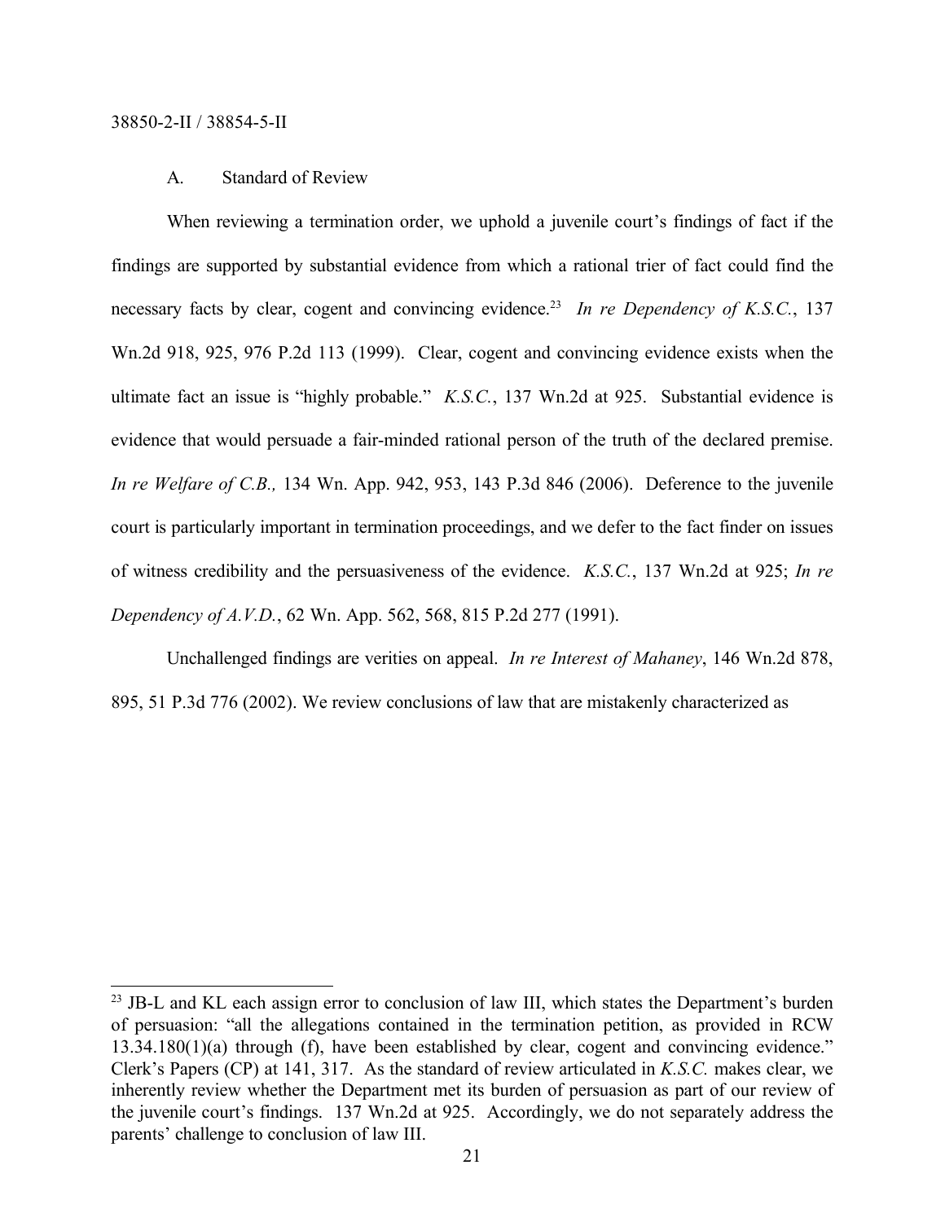## A. Standard of Review

When reviewing a termination order, we uphold a juvenile court's findings of fact if the findings are supported by substantial evidence from which a rational trier of fact could find the necessary facts by clear, cogent and convincing evidence.[23] *In re Dependency of K.S.C.*, 137 Wn.2d 918, 925, 976 P.2d 113 (1999). Clear, cogent and convincing evidence exists when the ultimate fact an issue is "highly probable." *K.S.C.*, 137 Wn.2d at 925. Substantial evidence is evidence that would persuade a fair-minded rational person of the truth of the declared premise. *In re Welfare of C.B.,* 134 Wn. App. 942, 953, 143 P.3d 846 (2006). Deference to the juvenile court is particularly important in termination proceedings, and we defer to the fact finder on issues of witness credibility and the persuasiveness of the evidence. *K.S.C.*, 137 Wn.2d at 925; *In re Dependency of A.V.D.*, 62 Wn. App. 562, 568, 815 P.2d 277 (1991).

Unchallenged findings are verities on appeal. *In re Interest of Mahaney*, 146 Wn.2d 878, 895, 51 P.3d 776 (2002). We review conclusions of law that are mistakenly characterized as

[23] JB-L and KL each assign error to conclusion of law III, which states the Department's burden of persuasion: "all the allegations contained in the termination petition, as provided in RCW 13.34.180(1)(a) through (f), have been established by clear, cogent and convincing evidence." Clerk's Papers (CP) at 141, 317. As the standard of review articulated in *K.S.C.* makes clear, we inherently review whether the Department met its burden of persuasion as part of our review of the juvenile court's findings. 137 Wn.2d at 925. Accordingly, we do not separately address the parents' challenge to conclusion of law III.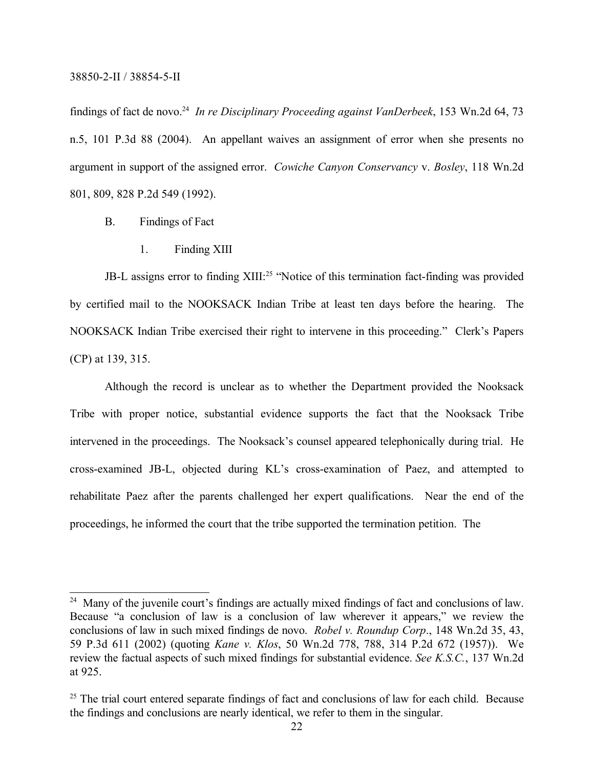findings of fact de novo.[24] *In re Disciplinary Proceeding against VanDerbeek*, 153 Wn.2d 64, 73 n.5, 101 P.3d 88 (2004). An appellant waives an assignment of error when she presents no argument in support of the assigned error. *Cowiche Canyon Conservancy* v. *Bosley*, 118 Wn.2d 801, 809, 828 P.2d 549 (1992).

B. Findings of Fact

1. Finding XIII

JB-L assigns error to finding XIII:[25] "Notice of this termination fact-finding was provided by certified mail to the NOOKSACK Indian Tribe at least ten days before the hearing. The NOOKSACK Indian Tribe exercised their right to intervene in this proceeding." Clerk's Papers (CP) at 139, 315.

Although the record is unclear as to whether the Department provided the Nooksack Tribe with proper notice, substantial evidence supports the fact that the Nooksack Tribe intervened in the proceedings. The Nooksack's counsel appeared telephonically during trial. He cross-examined JB-L, objected during KL's cross-examination of Paez, and attempted to rehabilitate Paez after the parents challenged her expert qualifications. Near the end of the proceedings, he informed the court that the tribe supported the termination petition. The

---

[24] Many of the juvenile court's findings are actually mixed findings of fact and conclusions of law. Because "a conclusion of law is a conclusion of law wherever it appears," we review the conclusions of law in such mixed findings de novo. *Robel v. Roundup Corp*., 148 Wn.2d 35, 43, 59 P.3d 611 (2002) (quoting *Kane v. Klos*, 50 Wn.2d 778, 788, 314 P.2d 672 (1957)). We review the factual aspects of such mixed findings for substantial evidence. *See K.S.C.*, 137 Wn.2d at 925.

[25] The trial court entered separate findings of fact and conclusions of law for each child. Because the findings and conclusions are nearly identical, we refer to them in the singular.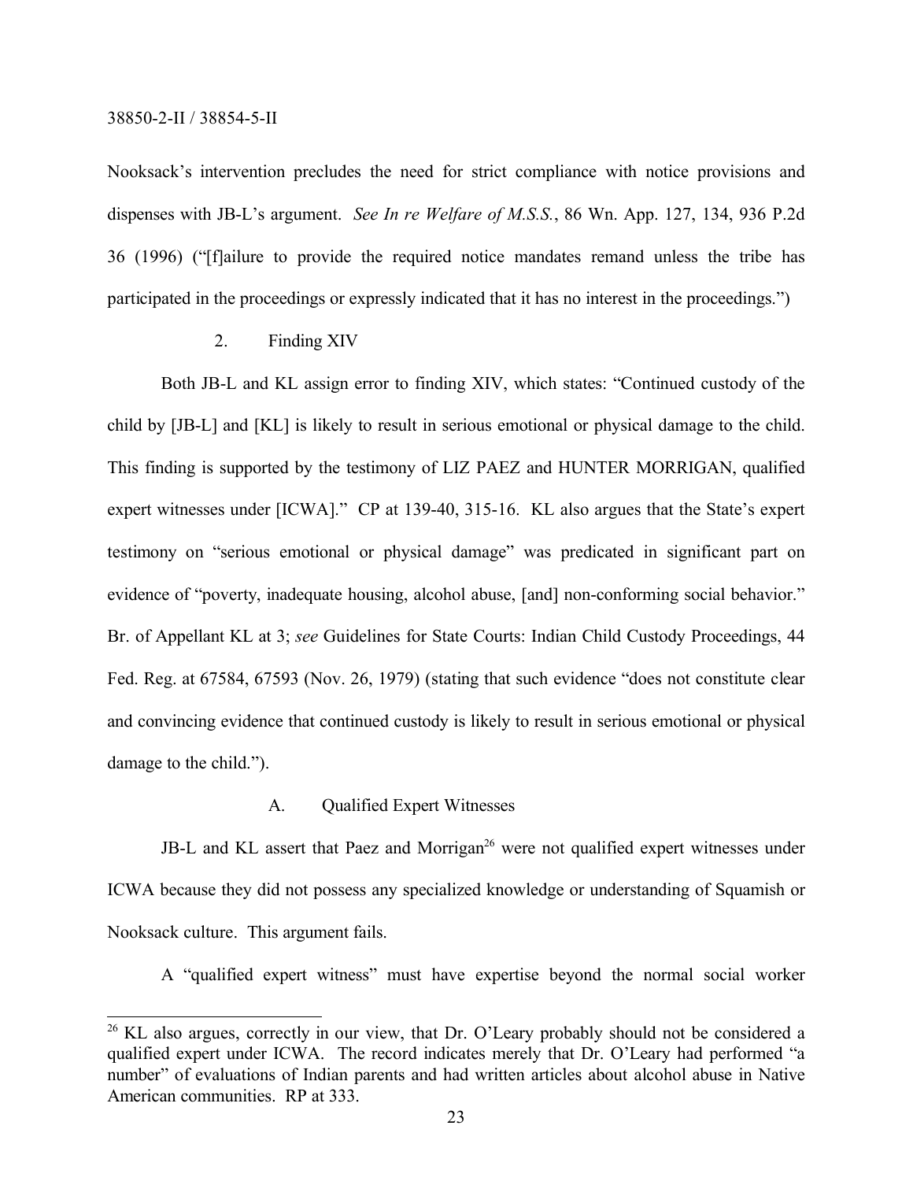Nooksack's intervention precludes the need for strict compliance with notice provisions and dispenses with JB-L's argument. *See In re Welfare of M.S.S.*, 86 Wn. App. 127, 134, 936 P.2d 36 (1996) ("[f]ailure to provide the required notice mandates remand unless the tribe has participated in the proceedings or expressly indicated that it has no interest in the proceedings.")

2. Finding XIV

Both JB-L and KL assign error to finding XIV, which states: "Continued custody of the child by [JB-L] and [KL] is likely to result in serious emotional or physical damage to the child. This finding is supported by the testimony of LIZ PAEZ and HUNTER MORRIGAN, qualified expert witnesses under [ICWA]." CP at 139-40, 315-16. KL also argues that the State's expert testimony on "serious emotional or physical damage" was predicated in significant part on evidence of "poverty, inadequate housing, alcohol abuse, [and] non-conforming social behavior." Br. of Appellant KL at 3; *see* Guidelines for State Courts: Indian Child Custody Proceedings, 44 Fed. Reg. at 67584, 67593 (Nov. 26, 1979) (stating that such evidence "does not constitute clear and convincing evidence that continued custody is likely to result in serious emotional or physical damage to the child.").

A. Qualified Expert Witnesses

JB-L and KL assert that Paez and Morrigan[26] were not qualified expert witnesses under ICWA because they did not possess any specialized knowledge or understanding of Squamish or Nooksack culture. This argument fails.

A "qualified expert witness" must have expertise beyond the normal social worker

[26] KL also argues, correctly in our view, that Dr. O'Leary probably should not be considered a qualified expert under ICWA. The record indicates merely that Dr. O'Leary had performed "a number" of evaluations of Indian parents and had written articles about alcohol abuse in Native American communities. RP at 333.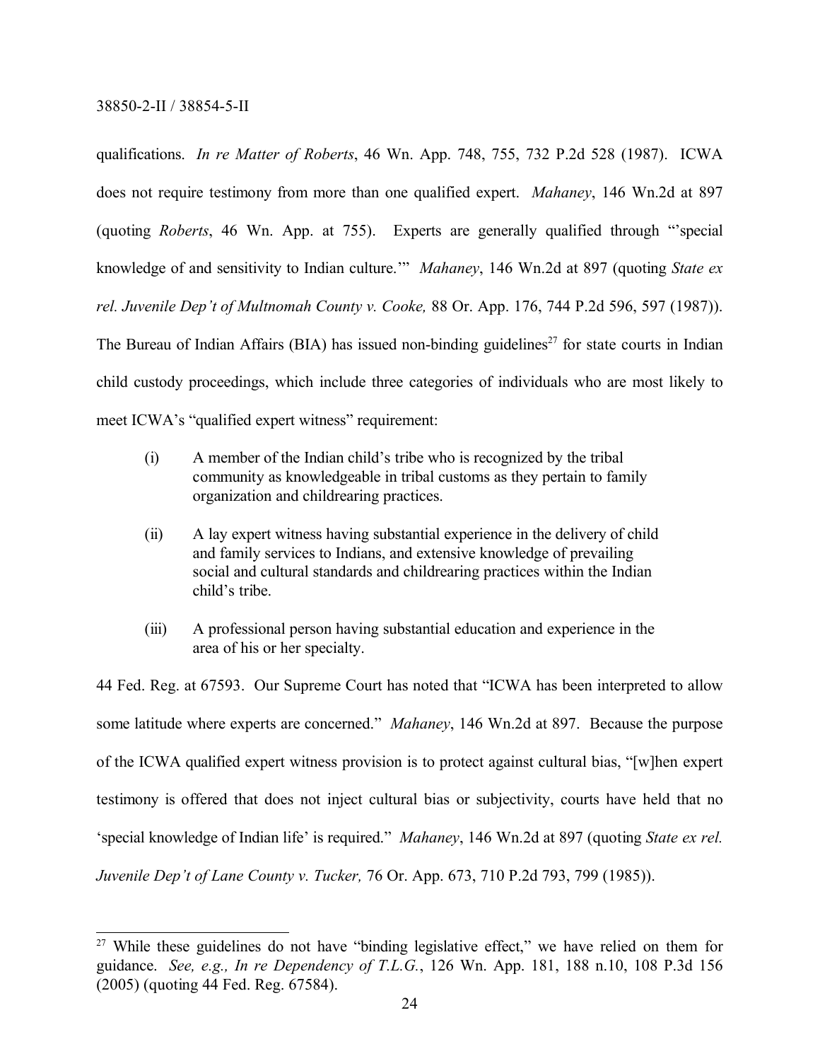qualifications. *In re Matter of Roberts*, 46 Wn. App. 748, 755, 732 P.2d 528 (1987). ICWA does not require testimony from more than one qualified expert. *Mahaney*, 146 Wn.2d at 897 (quoting *Roberts*, 46 Wn. App. at 755). Experts are generally qualified through "'special knowledge of and sensitivity to Indian culture.'" *Mahaney*, 146 Wn.2d at 897 (quoting *State ex rel. Juvenile Dep't of Multnomah County v. Cooke,* 88 Or. App. 176, 744 P.2d 596, 597 (1987)). The Bureau of Indian Affairs (BIA) has issued non-binding guidelines[27] for state courts in Indian child custody proceedings, which include three categories of individuals who are most likely to meet ICWA's "qualified expert witness" requirement:

> (i) A member of the Indian child's tribe who is recognized by the tribal community as knowledgeable in tribal customs as they pertain to family organization and childrearing practices.
>
> (ii) A lay expert witness having substantial experience in the delivery of child and family services to Indians, and extensive knowledge of prevailing social and cultural standards and childrearing practices within the Indian child's tribe.
>
> (iii) A professional person having substantial education and experience in the area of his or her specialty.

44 Fed. Reg. at 67593. Our Supreme Court has noted that "ICWA has been interpreted to allow some latitude where experts are concerned." *Mahaney*, 146 Wn.2d at 897. Because the purpose of the ICWA qualified expert witness provision is to protect against cultural bias, "[w]hen expert testimony is offered that does not inject cultural bias or subjectivity, courts have held that no 'special knowledge of Indian life' is required." *Mahaney*, 146 Wn.2d at 897 (quoting *State ex rel. Juvenile Dep't of Lane County v. Tucker,* 76 Or. App. 673, 710 P.2d 793, 799 (1985)).

---

[27] While these guidelines do not have "binding legislative effect," we have relied on them for guidance. *See, e.g., In re Dependency of T.L.G.*, 126 Wn. App. 181, 188 n.10, 108 P.3d 156 (2005) (quoting 44 Fed. Reg. 67584).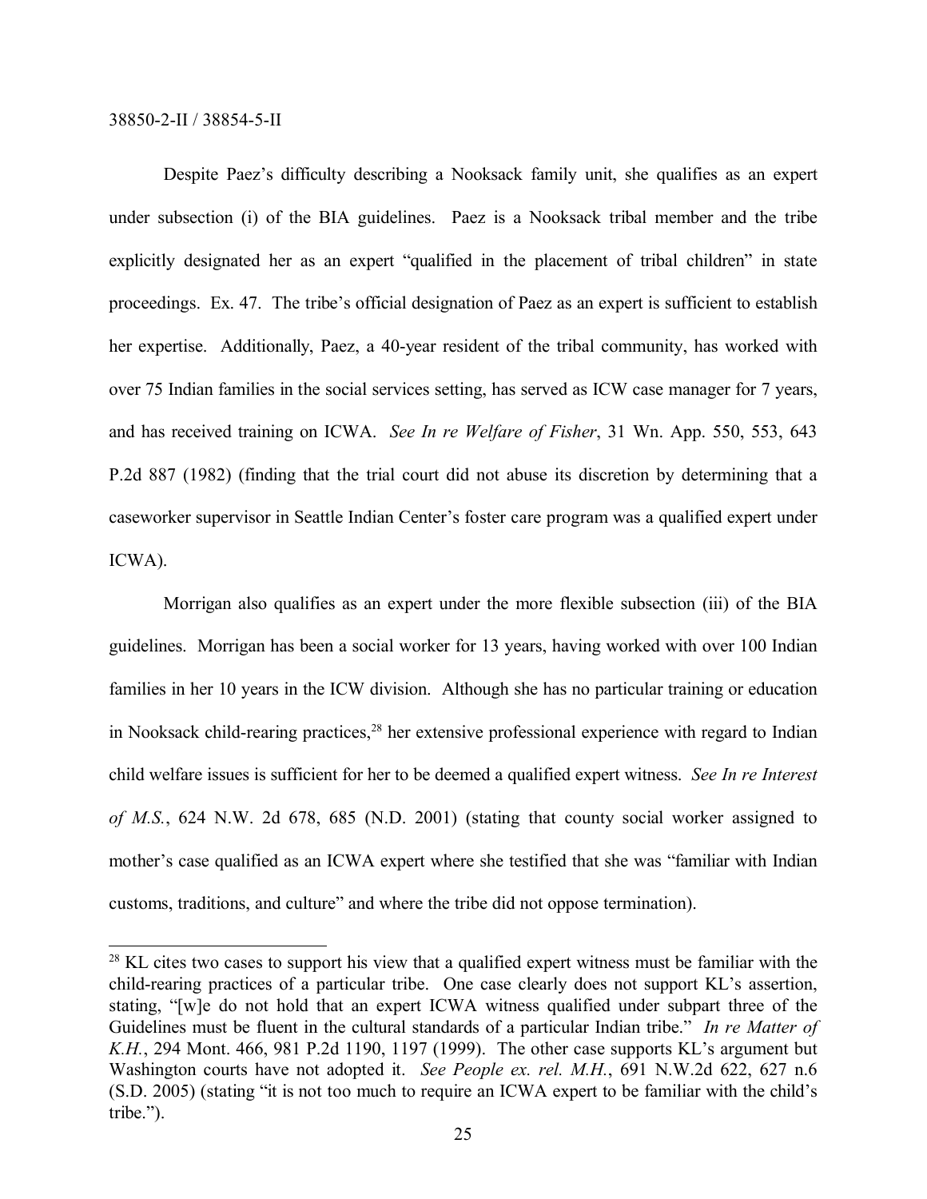Despite Paez's difficulty describing a Nooksack family unit, she qualifies as an expert under subsection (i) of the BIA guidelines. Paez is a Nooksack tribal member and the tribe explicitly designated her as an expert "qualified in the placement of tribal children" in state proceedings. Ex. 47. The tribe's official designation of Paez as an expert is sufficient to establish her expertise. Additionally, Paez, a 40-year resident of the tribal community, has worked with over 75 Indian families in the social services setting, has served as ICW case manager for 7 years, and has received training on ICWA. *See In re Welfare of Fisher*, 31 Wn. App. 550, 553, 643 P.2d 887 (1982) (finding that the trial court did not abuse its discretion by determining that a caseworker supervisor in Seattle Indian Center's foster care program was a qualified expert under ICWA).

Morrigan also qualifies as an expert under the more flexible subsection (iii) of the BIA guidelines. Morrigan has been a social worker for 13 years, having worked with over 100 Indian families in her 10 years in the ICW division. Although she has no particular training or education in Nooksack child-rearing practices,[28] her extensive professional experience with regard to Indian child welfare issues is sufficient for her to be deemed a qualified expert witness. *See In re Interest of M.S.*, 624 N.W. 2d 678, 685 (N.D. 2001) (stating that county social worker assigned to mother's case qualified as an ICWA expert where she testified that she was "familiar with Indian customs, traditions, and culture" and where the tribe did not oppose termination).

---

[28] KL cites two cases to support his view that a qualified expert witness must be familiar with the child-rearing practices of a particular tribe. One case clearly does not support KL's assertion, stating, "[w]e do not hold that an expert ICWA witness qualified under subpart three of the Guidelines must be fluent in the cultural standards of a particular Indian tribe." *In re Matter of K.H.*, 294 Mont. 466, 981 P.2d 1190, 1197 (1999). The other case supports KL's argument but Washington courts have not adopted it. *See People ex. rel. M.H.*, 691 N.W.2d 622, 627 n.6 (S.D. 2005) (stating "it is not too much to require an ICWA expert to be familiar with the child's tribe.").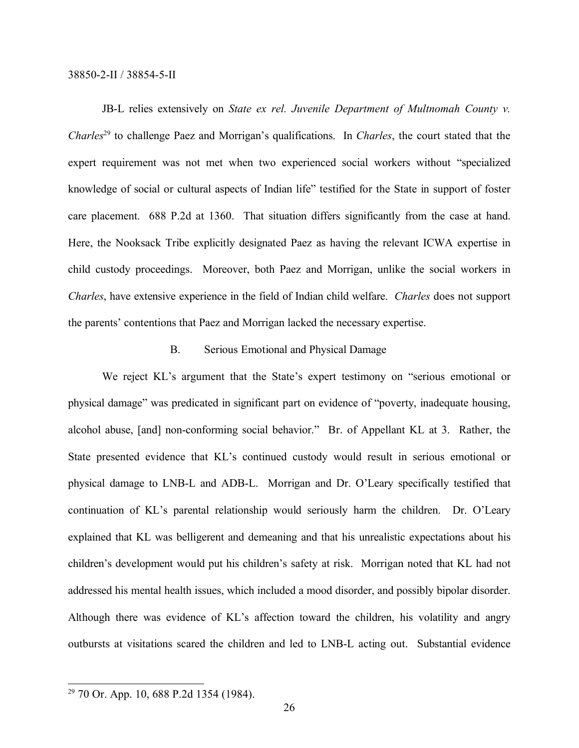JB-L relies extensively on *State ex rel. Juvenile Department of Multnomah County v. Charles*[29] to challenge Paez and Morrigan's qualifications. In *Charles*, the court stated that the expert requirement was not met when two experienced social workers without "specialized knowledge of social or cultural aspects of Indian life" testified for the State in support of foster care placement. 688 P.2d at 1360. That situation differs significantly from the case at hand. Here, the Nooksack Tribe explicitly designated Paez as having the relevant ICWA expertise in child custody proceedings. Moreover, both Paez and Morrigan, unlike the social workers in *Charles*, have extensive experience in the field of Indian child welfare. *Charles* does not support the parents' contentions that Paez and Morrigan lacked the necessary expertise.

### B. Serious Emotional and Physical Damage

We reject KL's argument that the State's expert testimony on "serious emotional or physical damage" was predicated in significant part on evidence of "poverty, inadequate housing, alcohol abuse, [and] non-conforming social behavior." Br. of Appellant KL at 3. Rather, the State presented evidence that KL's continued custody would result in serious emotional or physical damage to LNB-L and ADB-L. Morrigan and Dr. O'Leary specifically testified that continuation of KL's parental relationship would seriously harm the children. Dr. O'Leary explained that KL was belligerent and demeaning and that his unrealistic expectations about his children's development would put his children's safety at risk. Morrigan noted that KL had not addressed his mental health issues, which included a mood disorder, and possibly bipolar disorder. Although there was evidence of KL's affection toward the children, his volatility and angry outbursts at visitations scared the children and led to LNB-L acting out. Substantial evidence

---

[29] 70 Or. App. 10, 688 P.2d 1354 (1984).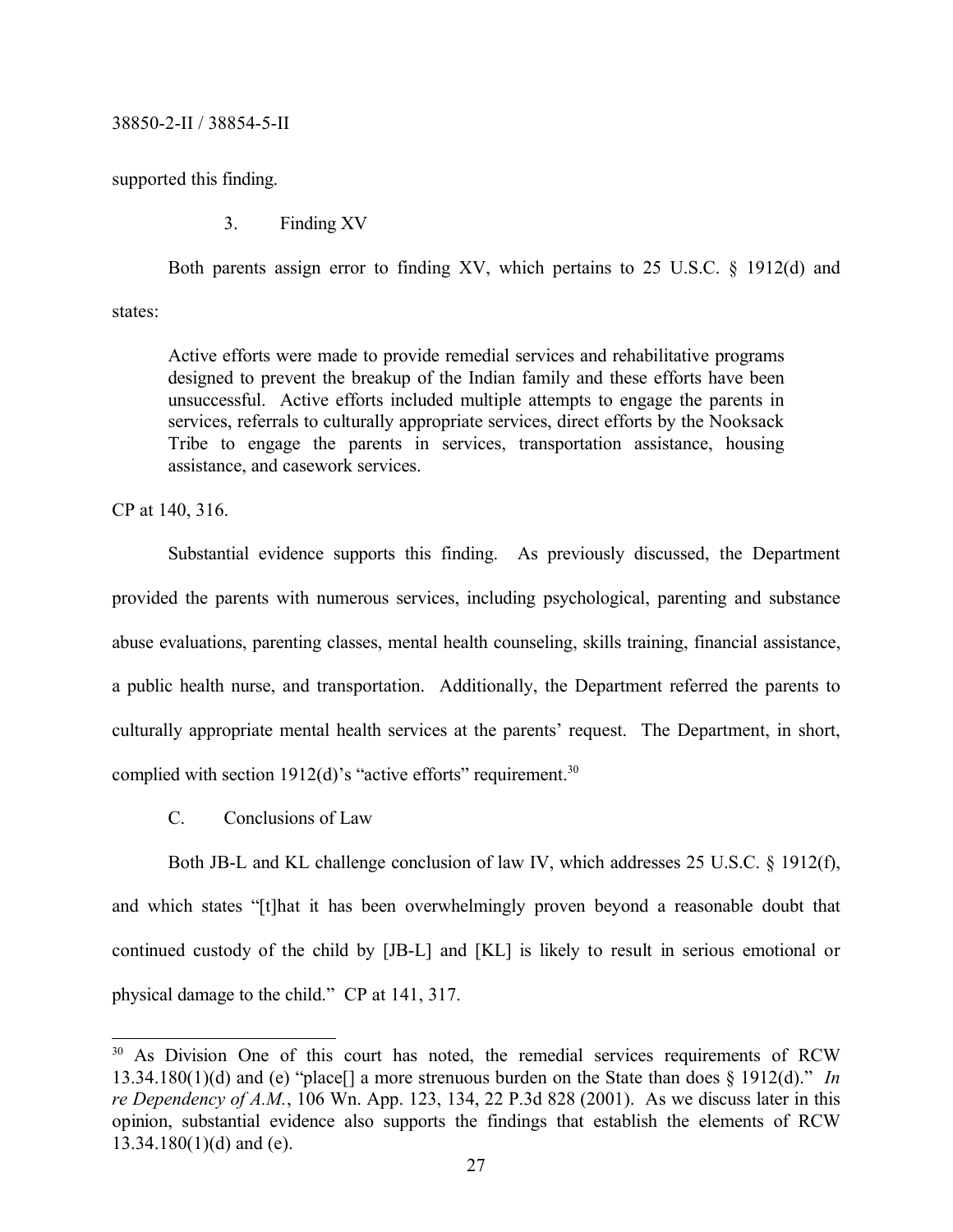supported this finding.

3. Finding XV

Both parents assign error to finding XV, which pertains to 25 U.S.C. § 1912(d) and states:

> Active efforts were made to provide remedial services and rehabilitative programs designed to prevent the breakup of the Indian family and these efforts have been unsuccessful. Active efforts included multiple attempts to engage the parents in services, referrals to culturally appropriate services, direct efforts by the Nooksack Tribe to engage the parents in services, transportation assistance, housing assistance, and casework services.

CP at 140, 316.

Substantial evidence supports this finding. As previously discussed, the Department provided the parents with numerous services, including psychological, parenting and substance abuse evaluations, parenting classes, mental health counseling, skills training, financial assistance, a public health nurse, and transportation. Additionally, the Department referred the parents to culturally appropriate mental health services at the parents' request. The Department, in short, complied with section 1912(d)'s "active efforts" requirement.[30]

C. Conclusions of Law

Both JB-L and KL challenge conclusion of law IV, which addresses 25 U.S.C. § 1912(f), and which states "[t]hat it has been overwhelmingly proven beyond a reasonable doubt that continued custody of the child by [JB-L] and [KL] is likely to result in serious emotional or physical damage to the child." CP at 141, 317.

---

[30] As Division One of this court has noted, the remedial services requirements of RCW 13.34.180(1)(d) and (e) "place[] a more strenuous burden on the State than does § 1912(d)." *In re Dependency of A.M.*, 106 Wn. App. 123, 134, 22 P.3d 828 (2001). As we discuss later in this opinion, substantial evidence also supports the findings that establish the elements of RCW 13.34.180(1)(d) and (e).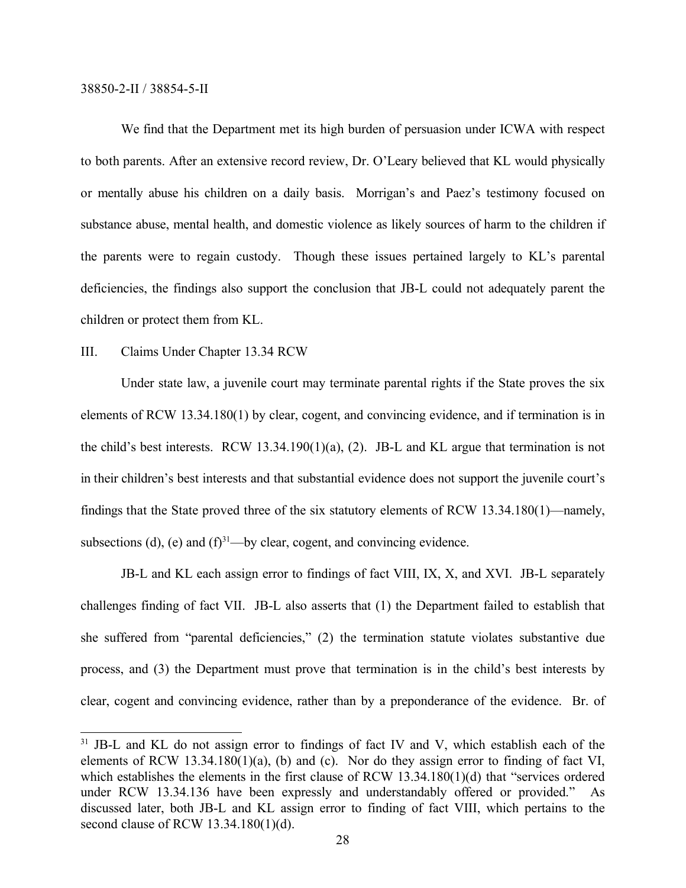We find that the Department met its high burden of persuasion under ICWA with respect to both parents. After an extensive record review, Dr. O'Leary believed that KL would physically or mentally abuse his children on a daily basis. Morrigan's and Paez's testimony focused on substance abuse, mental health, and domestic violence as likely sources of harm to the children if the parents were to regain custody. Though these issues pertained largely to KL's parental deficiencies, the findings also support the conclusion that JB-L could not adequately parent the children or protect them from KL.

## III. Claims Under Chapter 13.34 RCW

Under state law, a juvenile court may terminate parental rights if the State proves the six elements of RCW 13.34.180(1) by clear, cogent, and convincing evidence, and if termination is in the child's best interests. RCW 13.34.190(1)(a), (2). JB-L and KL argue that termination is not in their children's best interests and that substantial evidence does not support the juvenile court's findings that the State proved three of the six statutory elements of RCW 13.34.180(1)—namely, subsections (d), (e) and (f)[31]—by clear, cogent, and convincing evidence.

JB-L and KL each assign error to findings of fact VIII, IX, X, and XVI. JB-L separately challenges finding of fact VII. JB-L also asserts that (1) the Department failed to establish that she suffered from "parental deficiencies," (2) the termination statute violates substantive due process, and (3) the Department must prove that termination is in the child's best interests by clear, cogent and convincing evidence, rather than by a preponderance of the evidence. Br. of

---

[31] JB-L and KL do not assign error to findings of fact IV and V, which establish each of the elements of RCW 13.34.180(1)(a), (b) and (c). Nor do they assign error to finding of fact VI, which establishes the elements in the first clause of RCW 13.34.180(1)(d) that "services ordered under RCW 13.34.136 have been expressly and understandably offered or provided." As discussed later, both JB-L and KL assign error to finding of fact VIII, which pertains to the second clause of RCW 13.34.180(1)(d).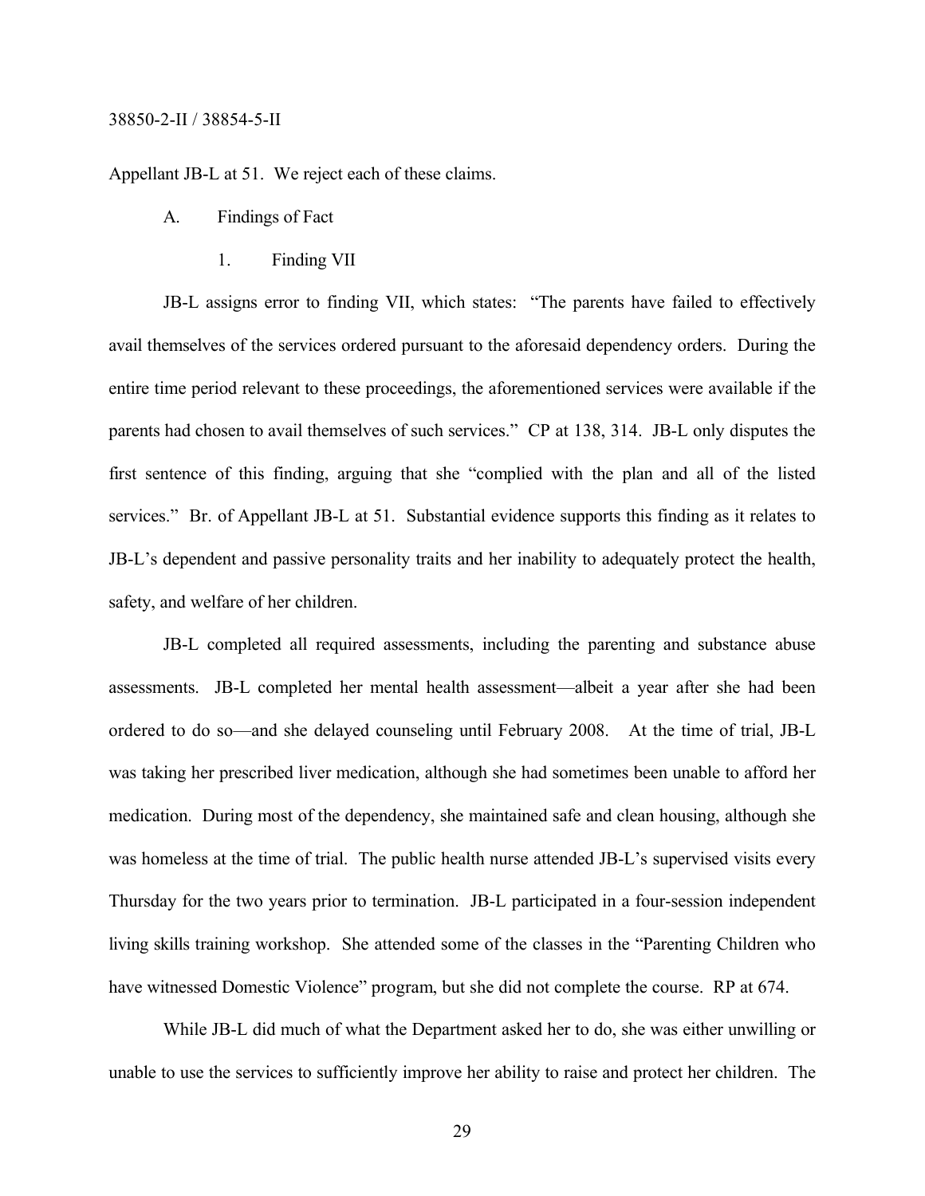Appellant JB-L at 51. We reject each of these claims.

A. Findings of Fact

1. Finding VII

JB-L assigns error to finding VII, which states: "The parents have failed to effectively avail themselves of the services ordered pursuant to the aforesaid dependency orders. During the entire time period relevant to these proceedings, the aforementioned services were available if the parents had chosen to avail themselves of such services." CP at 138, 314. JB-L only disputes the first sentence of this finding, arguing that she "complied with the plan and all of the listed services." Br. of Appellant JB-L at 51. Substantial evidence supports this finding as it relates to JB-L's dependent and passive personality traits and her inability to adequately protect the health, safety, and welfare of her children.

JB-L completed all required assessments, including the parenting and substance abuse assessments. JB-L completed her mental health assessment—albeit a year after she had been ordered to do so—and she delayed counseling until February 2008. At the time of trial, JB-L was taking her prescribed liver medication, although she had sometimes been unable to afford her medication. During most of the dependency, she maintained safe and clean housing, although she was homeless at the time of trial. The public health nurse attended JB-L's supervised visits every Thursday for the two years prior to termination. JB-L participated in a four-session independent living skills training workshop. She attended some of the classes in the "Parenting Children who have witnessed Domestic Violence" program, but she did not complete the course. RP at 674.

While JB-L did much of what the Department asked her to do, she was either unwilling or unable to use the services to sufficiently improve her ability to raise and protect her children. The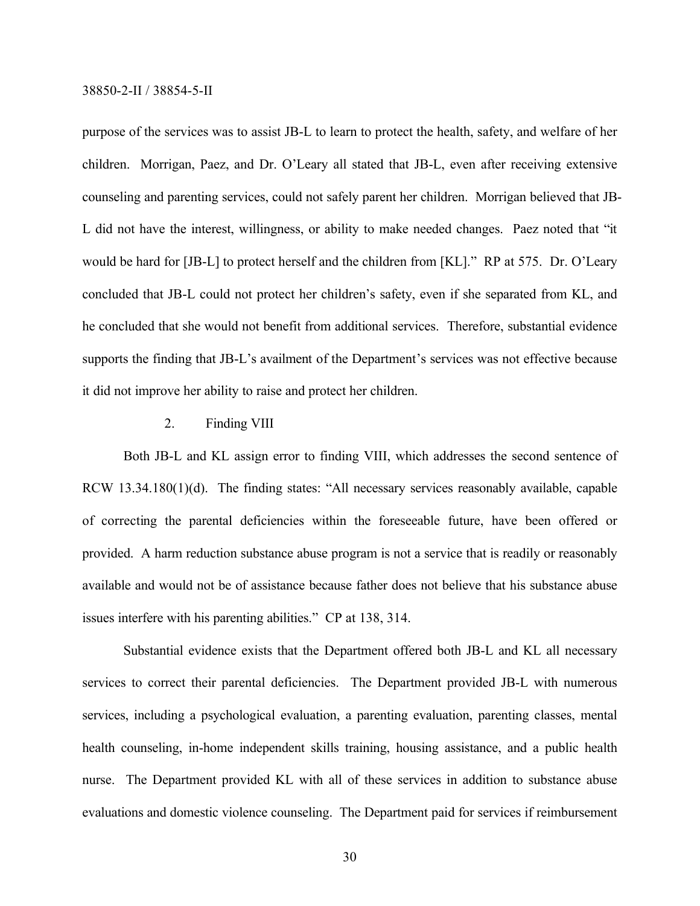purpose of the services was to assist JB-L to learn to protect the health, safety, and welfare of her children. Morrigan, Paez, and Dr. O'Leary all stated that JB-L, even after receiving extensive counseling and parenting services, could not safely parent her children. Morrigan believed that JB-L did not have the interest, willingness, or ability to make needed changes. Paez noted that "it would be hard for [JB-L] to protect herself and the children from [KL]." RP at 575. Dr. O'Leary concluded that JB-L could not protect her children's safety, even if she separated from KL, and he concluded that she would not benefit from additional services. Therefore, substantial evidence supports the finding that JB-L's availment of the Department's services was not effective because it did not improve her ability to raise and protect her children.

2. Finding VIII

Both JB-L and KL assign error to finding VIII, which addresses the second sentence of RCW 13.34.180(1)(d). The finding states: "All necessary services reasonably available, capable of correcting the parental deficiencies within the foreseeable future, have been offered or provided. A harm reduction substance abuse program is not a service that is readily or reasonably available and would not be of assistance because father does not believe that his substance abuse issues interfere with his parenting abilities." CP at 138, 314.

Substantial evidence exists that the Department offered both JB-L and KL all necessary services to correct their parental deficiencies. The Department provided JB-L with numerous services, including a psychological evaluation, a parenting evaluation, parenting classes, mental health counseling, in-home independent skills training, housing assistance, and a public health nurse. The Department provided KL with all of these services in addition to substance abuse evaluations and domestic violence counseling. The Department paid for services if reimbursement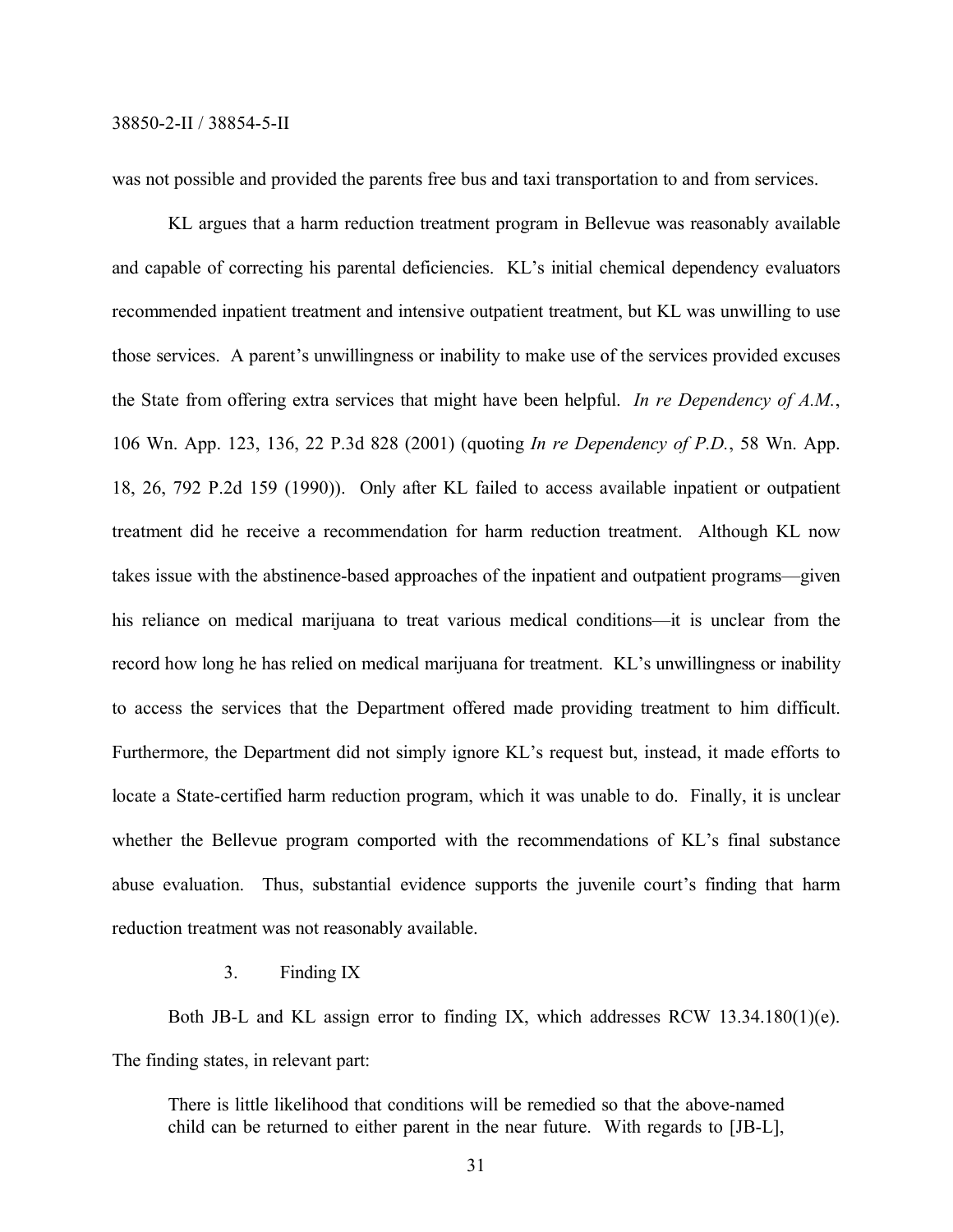was not possible and provided the parents free bus and taxi transportation to and from services.

KL argues that a harm reduction treatment program in Bellevue was reasonably available and capable of correcting his parental deficiencies. KL's initial chemical dependency evaluators recommended inpatient treatment and intensive outpatient treatment, but KL was unwilling to use those services. A parent's unwillingness or inability to make use of the services provided excuses the State from offering extra services that might have been helpful. *In re Dependency of A.M.*, 106 Wn. App. 123, 136, 22 P.3d 828 (2001) (quoting *In re Dependency of P.D.*, 58 Wn. App. 18, 26, 792 P.2d 159 (1990)). Only after KL failed to access available inpatient or outpatient treatment did he receive a recommendation for harm reduction treatment. Although KL now takes issue with the abstinence-based approaches of the inpatient and outpatient programs—given his reliance on medical marijuana to treat various medical conditions—it is unclear from the record how long he has relied on medical marijuana for treatment. KL's unwillingness or inability to access the services that the Department offered made providing treatment to him difficult. Furthermore, the Department did not simply ignore KL's request but, instead, it made efforts to locate a State-certified harm reduction program, which it was unable to do. Finally, it is unclear whether the Bellevue program comported with the recommendations of KL's final substance abuse evaluation. Thus, substantial evidence supports the juvenile court's finding that harm reduction treatment was not reasonably available.

3. Finding IX

Both JB-L and KL assign error to finding IX, which addresses RCW 13.34.180(1)(e). The finding states, in relevant part:

> There is little likelihood that conditions will be remedied so that the above-named child can be returned to either parent in the near future. With regards to [JB-L],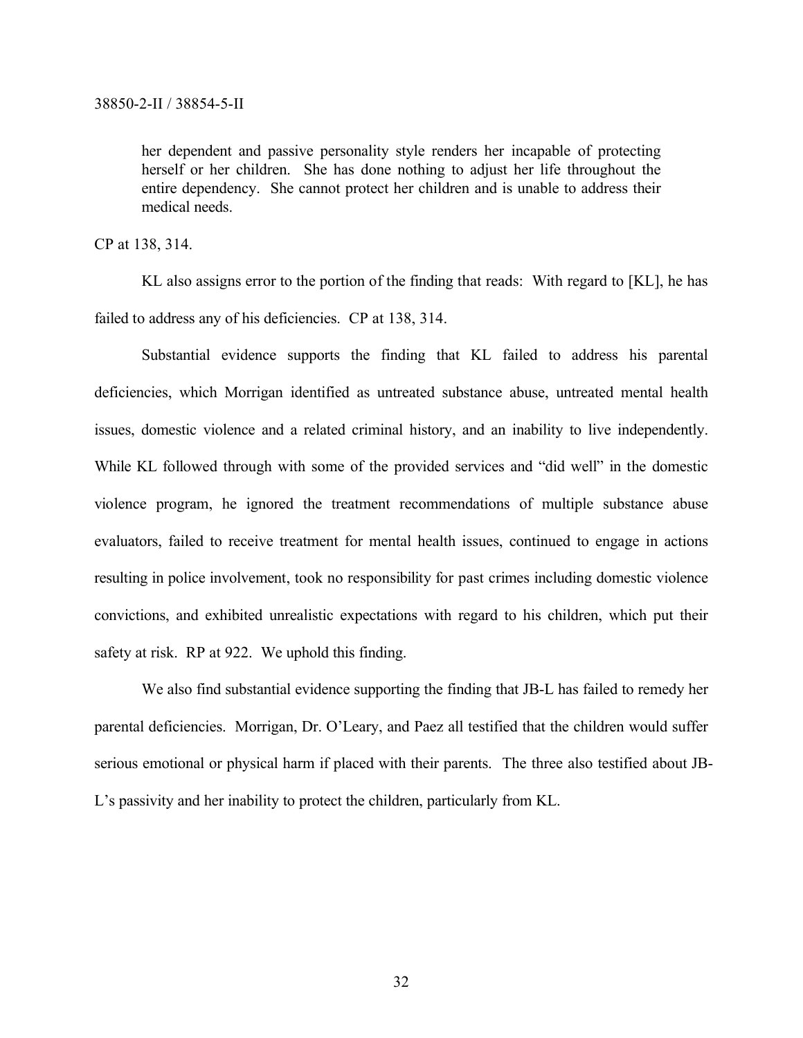> her dependent and passive personality style renders her incapable of protecting herself or her children. She has done nothing to adjust her life throughout the entire dependency. She cannot protect her children and is unable to address their medical needs.

CP at 138, 314.

KL also assigns error to the portion of the finding that reads: With regard to [KL], he has failed to address any of his deficiencies. CP at 138, 314.

Substantial evidence supports the finding that KL failed to address his parental deficiencies, which Morrigan identified as untreated substance abuse, untreated mental health issues, domestic violence and a related criminal history, and an inability to live independently. While KL followed through with some of the provided services and "did well" in the domestic violence program, he ignored the treatment recommendations of multiple substance abuse evaluators, failed to receive treatment for mental health issues, continued to engage in actions resulting in police involvement, took no responsibility for past crimes including domestic violence convictions, and exhibited unrealistic expectations with regard to his children, which put their safety at risk. RP at 922. We uphold this finding.

We also find substantial evidence supporting the finding that JB-L has failed to remedy her parental deficiencies. Morrigan, Dr. O'Leary, and Paez all testified that the children would suffer serious emotional or physical harm if placed with their parents. The three also testified about JB-L's passivity and her inability to protect the children, particularly from KL.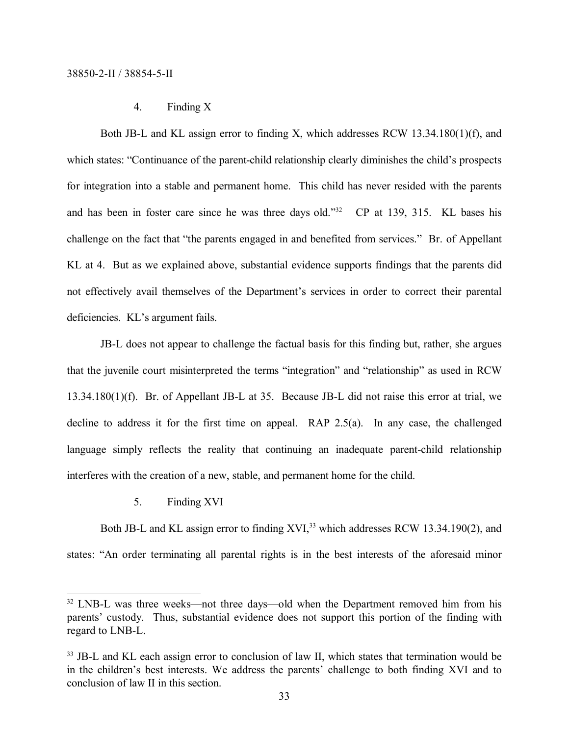4. Finding X

Both JB-L and KL assign error to finding X, which addresses RCW 13.34.180(1)(f), and which states: "Continuance of the parent-child relationship clearly diminishes the child's prospects for integration into a stable and permanent home. This child has never resided with the parents and has been in foster care since he was three days old."[32] CP at 139, 315. KL bases his challenge on the fact that "the parents engaged in and benefited from services." Br. of Appellant KL at 4. But as we explained above, substantial evidence supports findings that the parents did not effectively avail themselves of the Department's services in order to correct their parental deficiencies. KL's argument fails.

JB-L does not appear to challenge the factual basis for this finding but, rather, she argues that the juvenile court misinterpreted the terms "integration" and "relationship" as used in RCW 13.34.180(1)(f). Br. of Appellant JB-L at 35. Because JB-L did not raise this error at trial, we decline to address it for the first time on appeal. RAP 2.5(a). In any case, the challenged language simply reflects the reality that continuing an inadequate parent-child relationship interferes with the creation of a new, stable, and permanent home for the child.

5. Finding XVI

Both JB-L and KL assign error to finding XVI,[33] which addresses RCW 13.34.190(2), and states: "An order terminating all parental rights is in the best interests of the aforesaid minor

---

[32] LNB-L was three weeks—not three days—old when the Department removed him from his parents' custody. Thus, substantial evidence does not support this portion of the finding with regard to LNB-L.

[33] JB-L and KL each assign error to conclusion of law II, which states that termination would be in the children's best interests. We address the parents' challenge to both finding XVI and to conclusion of law II in this section.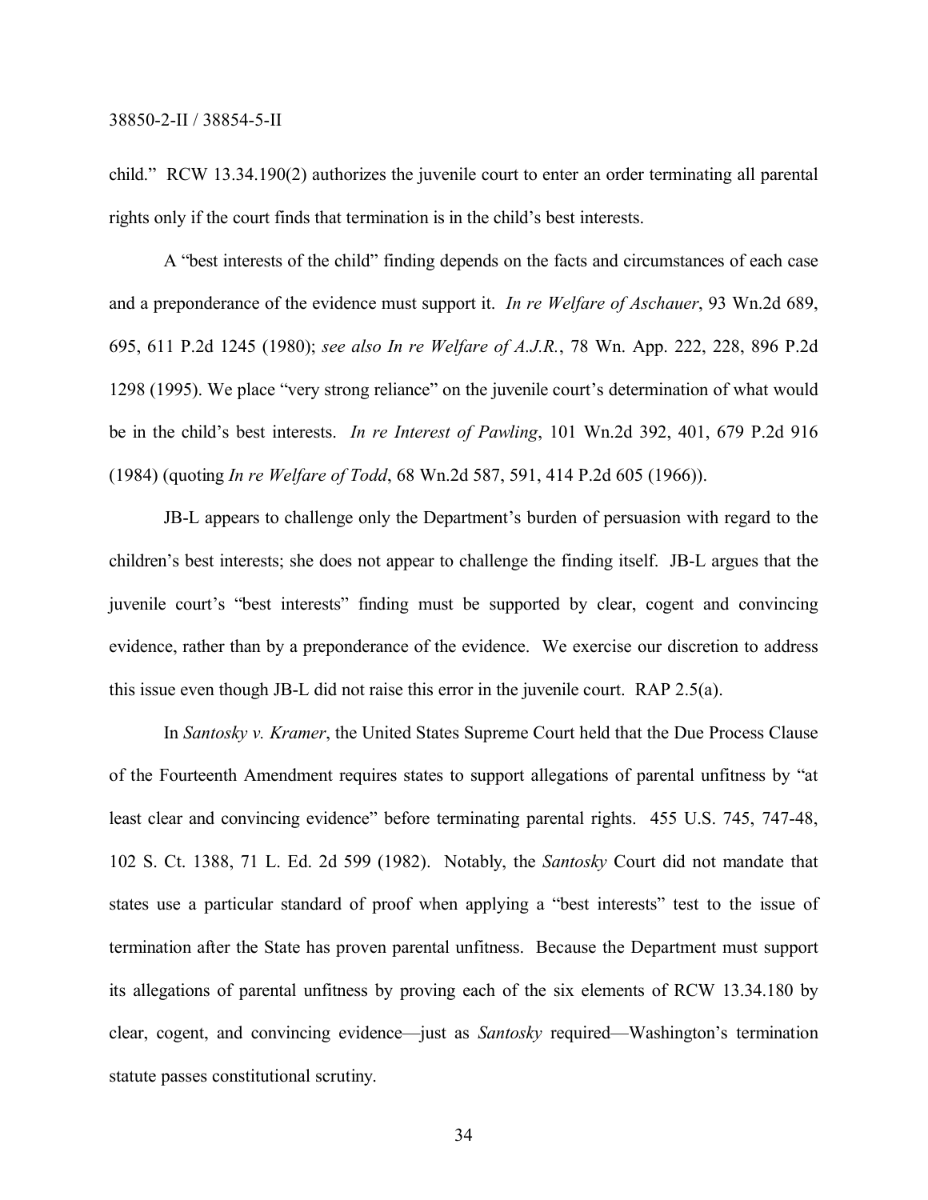child." RCW 13.34.190(2) authorizes the juvenile court to enter an order terminating all parental rights only if the court finds that termination is in the child's best interests.

A "best interests of the child" finding depends on the facts and circumstances of each case and a preponderance of the evidence must support it. *In re Welfare of Aschauer*, 93 Wn.2d 689, 695, 611 P.2d 1245 (1980); *see also In re Welfare of A.J.R.*, 78 Wn. App. 222, 228, 896 P.2d 1298 (1995). We place "very strong reliance" on the juvenile court's determination of what would be in the child's best interests. *In re Interest of Pawling*, 101 Wn.2d 392, 401, 679 P.2d 916 (1984) (quoting *In re Welfare of Todd*, 68 Wn.2d 587, 591, 414 P.2d 605 (1966)).

JB-L appears to challenge only the Department's burden of persuasion with regard to the children's best interests; she does not appear to challenge the finding itself. JB-L argues that the juvenile court's "best interests" finding must be supported by clear, cogent and convincing evidence, rather than by a preponderance of the evidence. We exercise our discretion to address this issue even though JB-L did not raise this error in the juvenile court. RAP 2.5(a).

In *Santosky v. Kramer*, the United States Supreme Court held that the Due Process Clause of the Fourteenth Amendment requires states to support allegations of parental unfitness by "at least clear and convincing evidence" before terminating parental rights. 455 U.S. 745, 747-48, 102 S. Ct. 1388, 71 L. Ed. 2d 599 (1982). Notably, the *Santosky* Court did not mandate that states use a particular standard of proof when applying a "best interests" test to the issue of termination after the State has proven parental unfitness. Because the Department must support its allegations of parental unfitness by proving each of the six elements of RCW 13.34.180 by clear, cogent, and convincing evidence—just as *Santosky* required—Washington's termination statute passes constitutional scrutiny.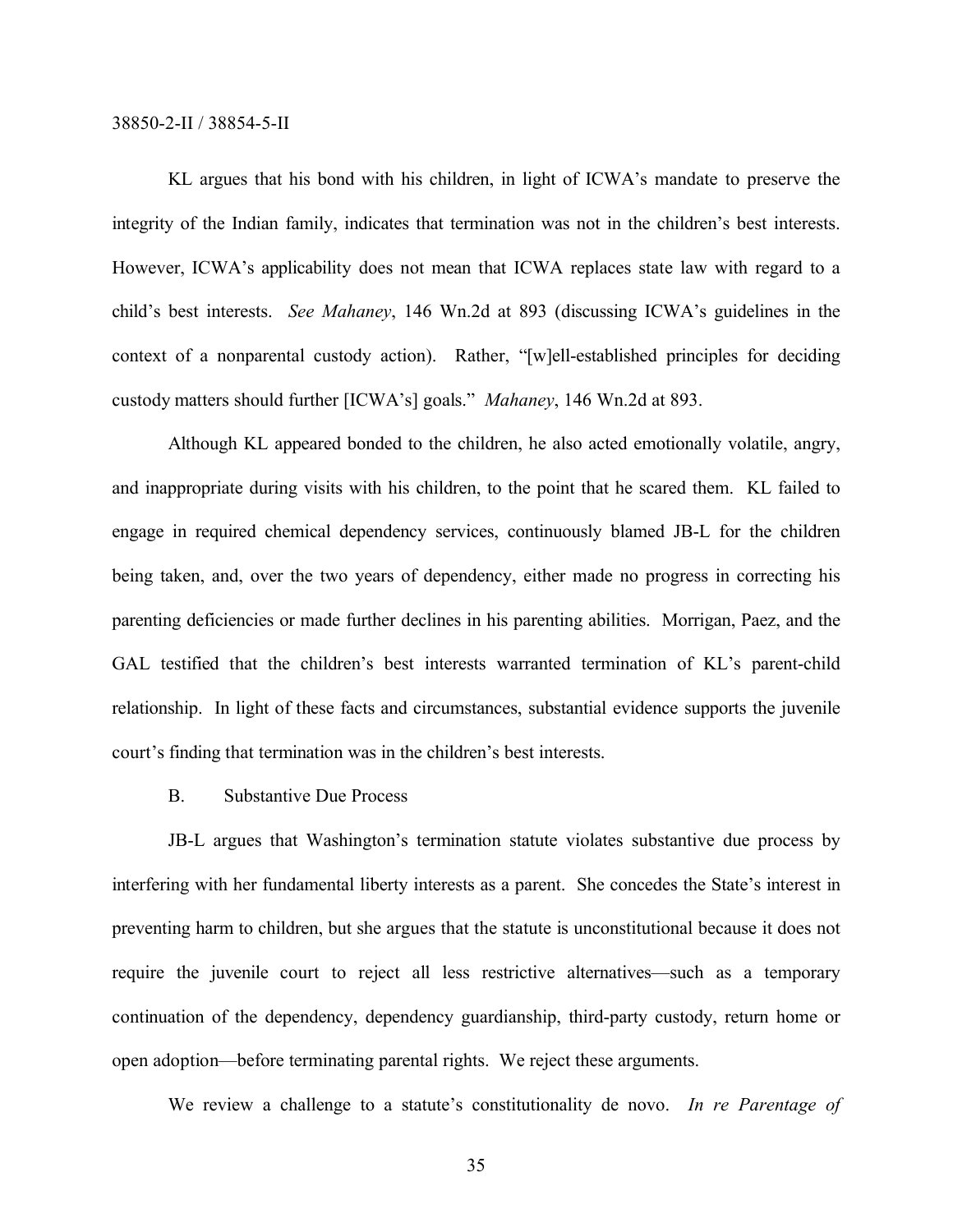KL argues that his bond with his children, in light of ICWA's mandate to preserve the integrity of the Indian family, indicates that termination was not in the children's best interests. However, ICWA's applicability does not mean that ICWA replaces state law with regard to a child's best interests. *See Mahaney*, 146 Wn.2d at 893 (discussing ICWA's guidelines in the context of a nonparental custody action). Rather, "[w]ell-established principles for deciding custody matters should further [ICWA's] goals." *Mahaney*, 146 Wn.2d at 893.

Although KL appeared bonded to the children, he also acted emotionally volatile, angry, and inappropriate during visits with his children, to the point that he scared them. KL failed to engage in required chemical dependency services, continuously blamed JB-L for the children being taken, and, over the two years of dependency, either made no progress in correcting his parenting deficiencies or made further declines in his parenting abilities. Morrigan, Paez, and the GAL testified that the children's best interests warranted termination of KL's parent-child relationship. In light of these facts and circumstances, substantial evidence supports the juvenile court's finding that termination was in the children's best interests.

### B. Substantive Due Process

JB-L argues that Washington's termination statute violates substantive due process by interfering with her fundamental liberty interests as a parent. She concedes the State's interest in preventing harm to children, but she argues that the statute is unconstitutional because it does not require the juvenile court to reject all less restrictive alternatives—such as a temporary continuation of the dependency, dependency guardianship, third-party custody, return home or open adoption—before terminating parental rights. We reject these arguments.

We review a challenge to a statute's constitutionality de novo. *In re Parentage of*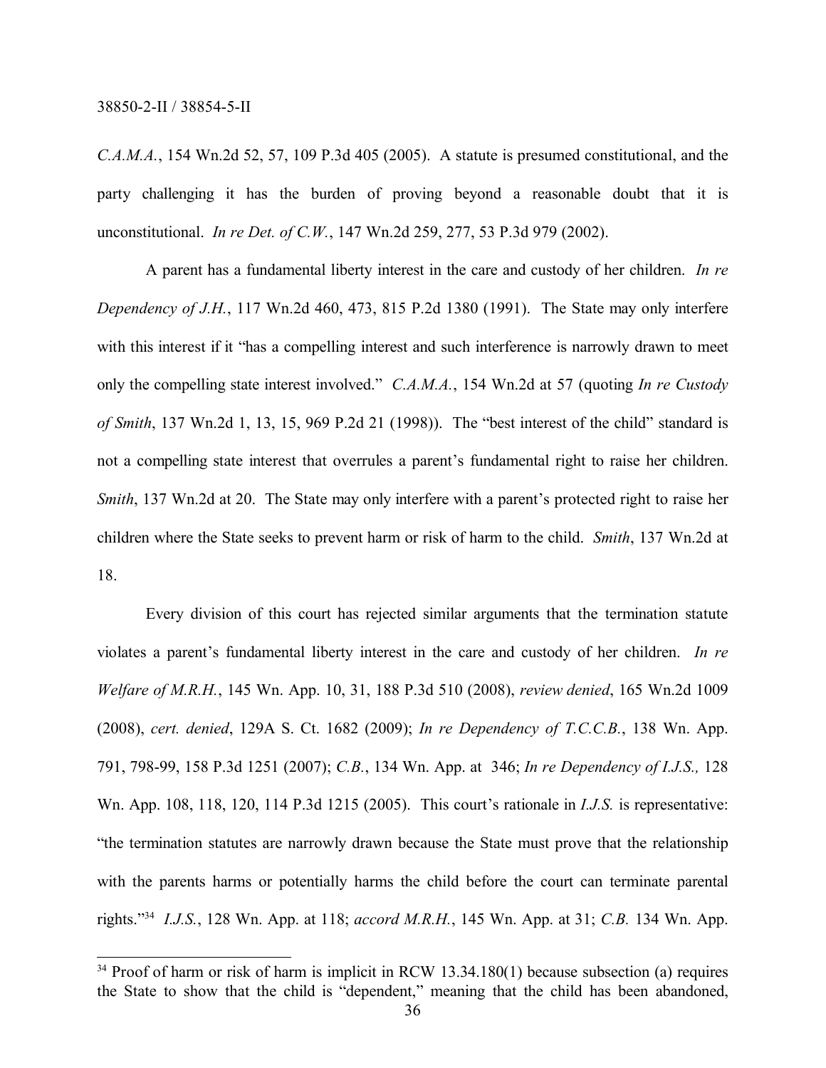*C.A.M.A.*, 154 Wn.2d 52, 57, 109 P.3d 405 (2005). A statute is presumed constitutional, and the party challenging it has the burden of proving beyond a reasonable doubt that it is unconstitutional. *In re Det. of C.W.*, 147 Wn.2d 259, 277, 53 P.3d 979 (2002).

A parent has a fundamental liberty interest in the care and custody of her children. *In re Dependency of J.H.*, 117 Wn.2d 460, 473, 815 P.2d 1380 (1991). The State may only interfere with this interest if it "has a compelling interest and such interference is narrowly drawn to meet only the compelling state interest involved." *C.A.M.A.*, 154 Wn.2d at 57 (quoting *In re Custody of Smith*, 137 Wn.2d 1, 13, 15, 969 P.2d 21 (1998)). The "best interest of the child" standard is not a compelling state interest that overrules a parent's fundamental right to raise her children. *Smith*, 137 Wn.2d at 20. The State may only interfere with a parent's protected right to raise her children where the State seeks to prevent harm or risk of harm to the child. *Smith*, 137 Wn.2d at 18.

Every division of this court has rejected similar arguments that the termination statute violates a parent's fundamental liberty interest in the care and custody of her children. *In re Welfare of M.R.H.*, 145 Wn. App. 10, 31, 188 P.3d 510 (2008), *review denied*, 165 Wn.2d 1009 (2008), *cert. denied*, 129A S. Ct. 1682 (2009); *In re Dependency of T.C.C.B.*, 138 Wn. App. 791, 798-99, 158 P.3d 1251 (2007); *C.B.*, 134 Wn. App. at 346; *In re Dependency of I.J.S.,* 128 Wn. App. 108, 118, 120, 114 P.3d 1215 (2005). This court's rationale in *I.J.S.* is representative: "the termination statutes are narrowly drawn because the State must prove that the relationship with the parents harms or potentially harms the child before the court can terminate parental rights."[34] *I.J.S.*, 128 Wn. App. at 118; *accord M.R.H.*, 145 Wn. App. at 31; *C.B.* 134 Wn. App.

---

[34] Proof of harm or risk of harm is implicit in RCW 13.34.180(1) because subsection (a) requires the State to show that the child is "dependent," meaning that the child has been abandoned,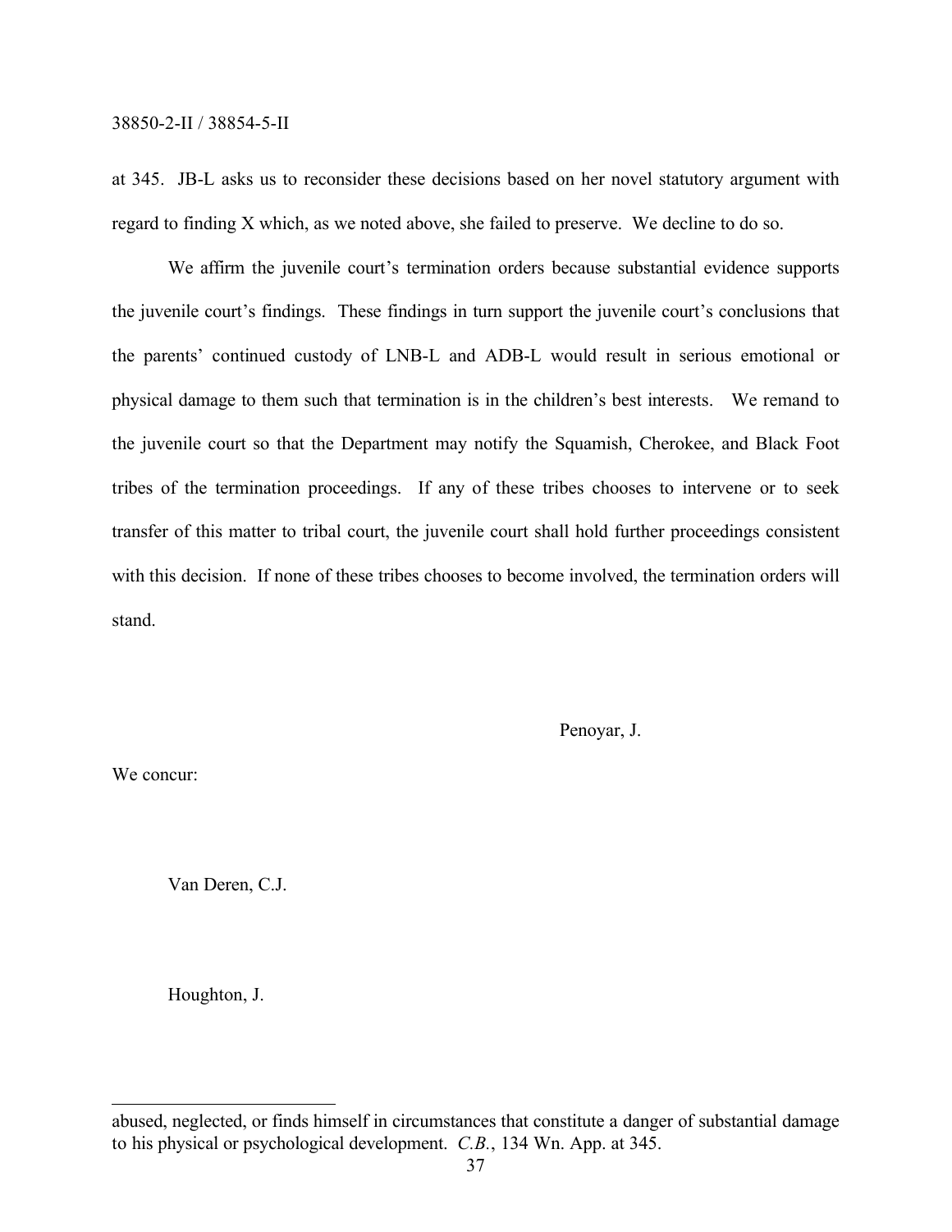at 345. JB-L asks us to reconsider these decisions based on her novel statutory argument with regard to finding X which, as we noted above, she failed to preserve. We decline to do so.

We affirm the juvenile court's termination orders because substantial evidence supports the juvenile court's findings. These findings in turn support the juvenile court's conclusions that the parents' continued custody of LNB-L and ADB-L would result in serious emotional or physical damage to them such that termination is in the children's best interests. We remand to the juvenile court so that the Department may notify the Squamish, Cherokee, and Black Foot tribes of the termination proceedings. If any of these tribes chooses to intervene or to seek transfer of this matter to tribal court, the juvenile court shall hold further proceedings consistent with this decision. If none of these tribes chooses to become involved, the termination orders will stand.

Penoyar, J.

We concur:

Van Deren, C.J.

Houghton, J.

---

abused, neglected, or finds himself in circumstances that constitute a danger of substantial damage to his physical or psychological development. *C.B.*, 134 Wn. App. at 345.